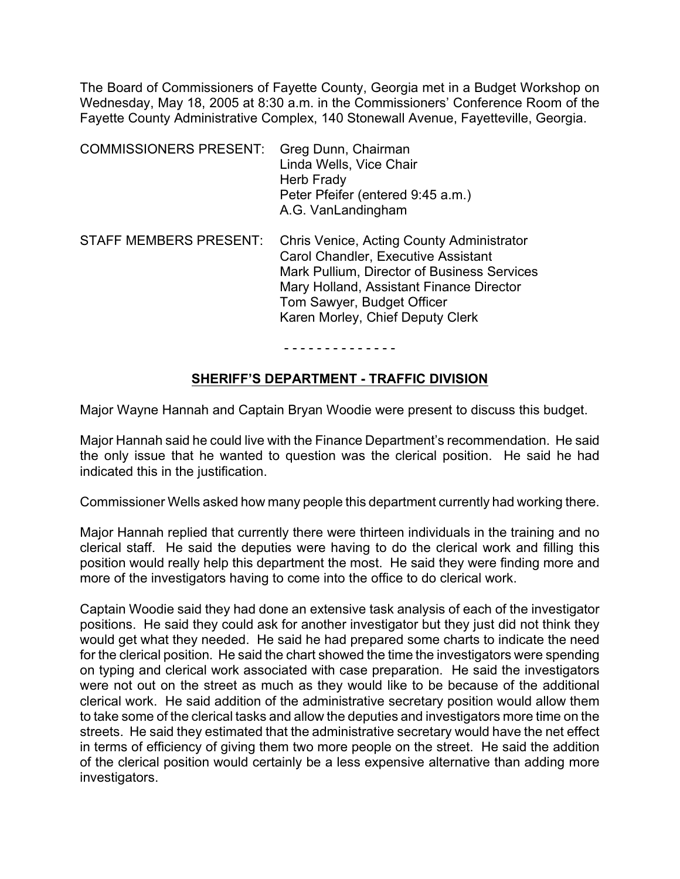The Board of Commissioners of Fayette County, Georgia met in a Budget Workshop on Wednesday, May 18, 2005 at 8:30 a.m. in the Commissioners' Conference Room of the Fayette County Administrative Complex, 140 Stonewall Avenue, Fayetteville, Georgia.

COMMISSIONERS PRESENT: Greg Dunn, Chairman
Linda Wells, Vice Chair
Herb Frady
Peter Pfeifer (entered 9:45 a.m.)
A.G. VanLandingham

STAFF MEMBERS PRESENT: Chris Venice, Acting County Administrator
Carol Chandler, Executive Assistant
Mark Pullium, Director of Business Services
Mary Holland, Assistant Finance Director
Tom Sawyer, Budget Officer
Karen Morley, Chief Deputy Clerk

- - - - - - - - - - - - - -

## SHERIFF'S DEPARTMENT - TRAFFIC DIVISION

Major Wayne Hannah and Captain Bryan Woodie were present to discuss this budget.

Major Hannah said he could live with the Finance Department's recommendation. He said the only issue that he wanted to question was the clerical position. He said he had indicated this in the justification.

Commissioner Wells asked how many people this department currently had working there.

Major Hannah replied that currently there were thirteen individuals in the training and no clerical staff. He said the deputies were having to do the clerical work and filling this position would really help this department the most. He said they were finding more and more of the investigators having to come into the office to do clerical work.

Captain Woodie said they had done an extensive task analysis of each of the investigator positions. He said they could ask for another investigator but they just did not think they would get what they needed. He said he had prepared some charts to indicate the need for the clerical position. He said the chart showed the time the investigators were spending on typing and clerical work associated with case preparation. He said the investigators were not out on the street as much as they would like to be because of the additional clerical work. He said addition of the administrative secretary position would allow them to take some of the clerical tasks and allow the deputies and investigators more time on the streets. He said they estimated that the administrative secretary would have the net effect in terms of efficiency of giving them two more people on the street. He said the addition of the clerical position would certainly be a less expensive alternative than adding more investigators.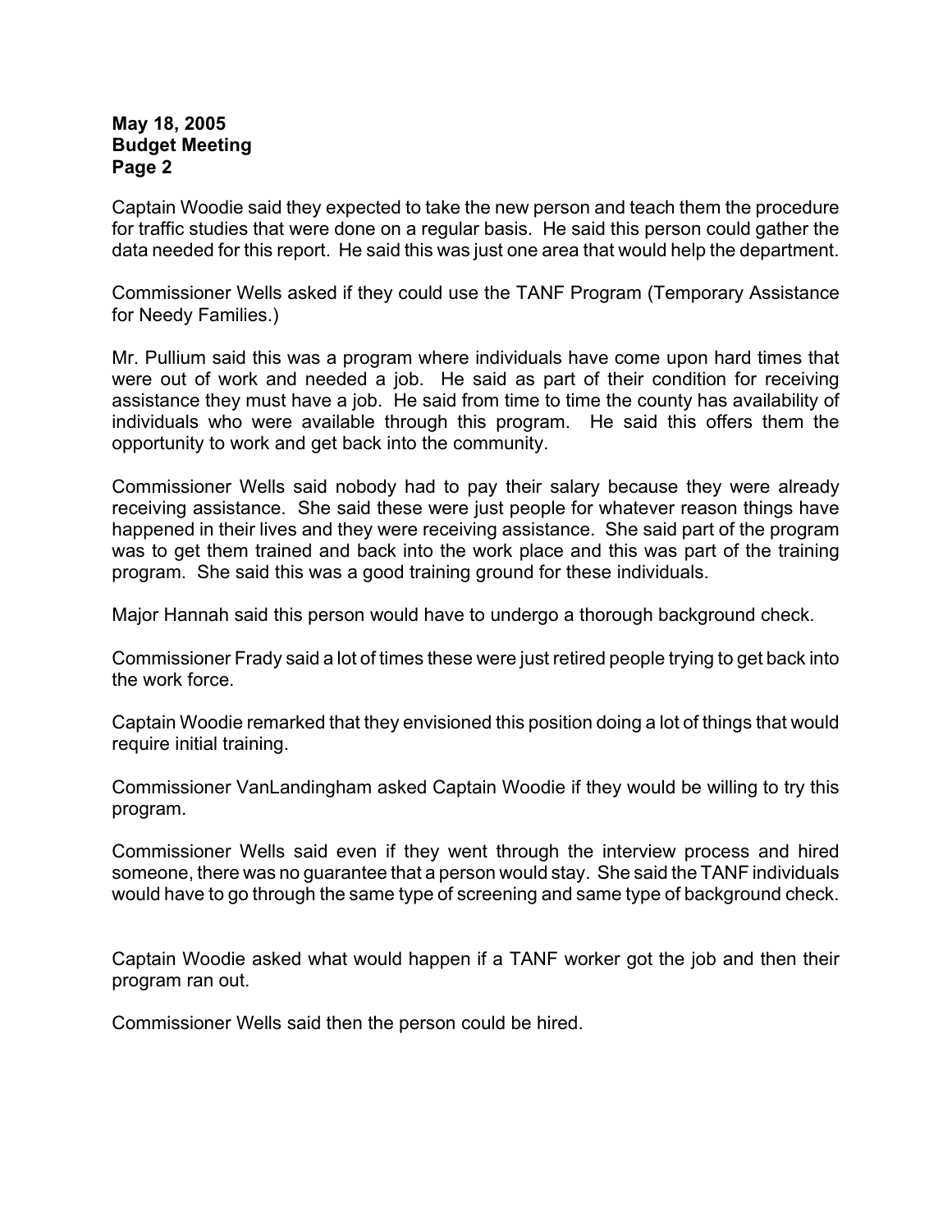Captain Woodie said they expected to take the new person and teach them the procedure for traffic studies that were done on a regular basis. He said this person could gather the data needed for this report. He said this was just one area that would help the department.

Commissioner Wells asked if they could use the TANF Program (Temporary Assistance for Needy Families.)

Mr. Pullium said this was a program where individuals have come upon hard times that were out of work and needed a job. He said as part of their condition for receiving assistance they must have a job. He said from time to time the county has availability of individuals who were available through this program. He said this offers them the opportunity to work and get back into the community.

Commissioner Wells said nobody had to pay their salary because they were already receiving assistance. She said these were just people for whatever reason things have happened in their lives and they were receiving assistance. She said part of the program was to get them trained and back into the work place and this was part of the training program. She said this was a good training ground for these individuals.

Major Hannah said this person would have to undergo a thorough background check.

Commissioner Frady said a lot of times these were just retired people trying to get back into the work force.

Captain Woodie remarked that they envisioned this position doing a lot of things that would require initial training.

Commissioner VanLandingham asked Captain Woodie if they would be willing to try this program.

Commissioner Wells said even if they went through the interview process and hired someone, there was no guarantee that a person would stay. She said the TANF individuals would have to go through the same type of screening and same type of background check.

Captain Woodie asked what would happen if a TANF worker got the job and then their program ran out.

Commissioner Wells said then the person could be hired.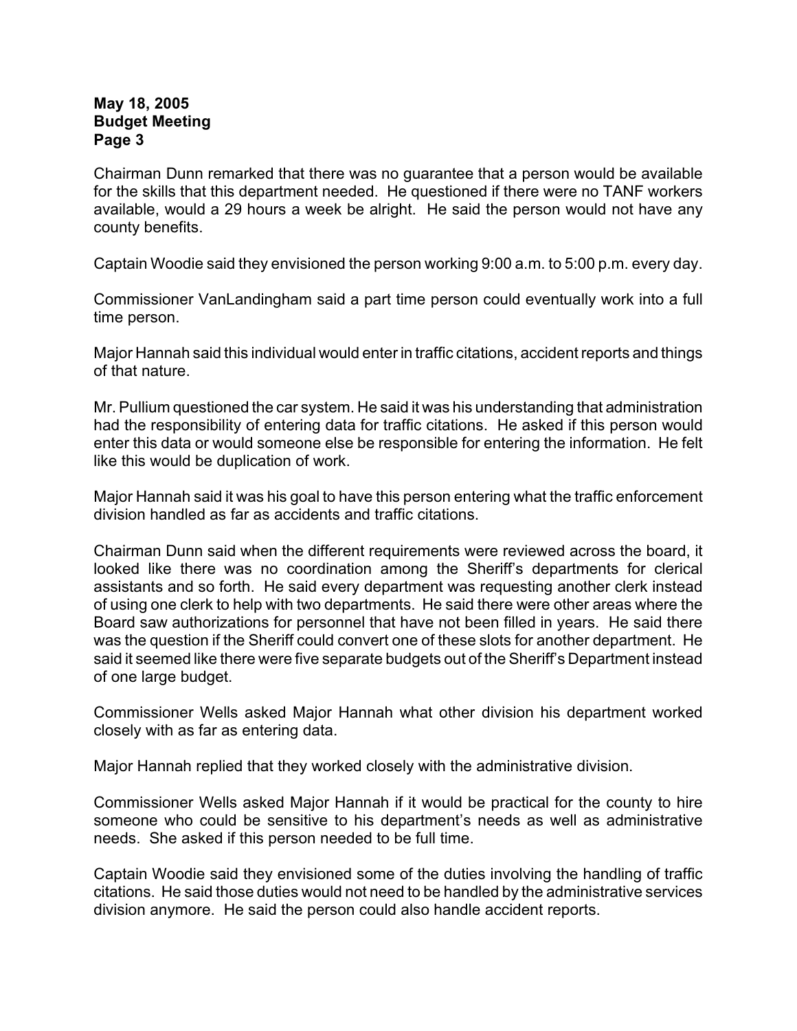Chairman Dunn remarked that there was no guarantee that a person would be available for the skills that this department needed. He questioned if there were no TANF workers available, would a 29 hours a week be alright. He said the person would not have any county benefits.

Captain Woodie said they envisioned the person working 9:00 a.m. to 5:00 p.m. every day.

Commissioner VanLandingham said a part time person could eventually work into a full time person.

Major Hannah said this individual would enter in traffic citations, accident reports and things of that nature.

Mr. Pullium questioned the car system. He said it was his understanding that administration had the responsibility of entering data for traffic citations. He asked if this person would enter this data or would someone else be responsible for entering the information. He felt like this would be duplication of work.

Major Hannah said it was his goal to have this person entering what the traffic enforcement division handled as far as accidents and traffic citations.

Chairman Dunn said when the different requirements were reviewed across the board, it looked like there was no coordination among the Sheriff's departments for clerical assistants and so forth. He said every department was requesting another clerk instead of using one clerk to help with two departments. He said there were other areas where the Board saw authorizations for personnel that have not been filled in years. He said there was the question if the Sheriff could convert one of these slots for another department. He said it seemed like there were five separate budgets out of the Sheriff's Department instead of one large budget.

Commissioner Wells asked Major Hannah what other division his department worked closely with as far as entering data.

Major Hannah replied that they worked closely with the administrative division.

Commissioner Wells asked Major Hannah if it would be practical for the county to hire someone who could be sensitive to his department's needs as well as administrative needs. She asked if this person needed to be full time.

Captain Woodie said they envisioned some of the duties involving the handling of traffic citations. He said those duties would not need to be handled by the administrative services division anymore. He said the person could also handle accident reports.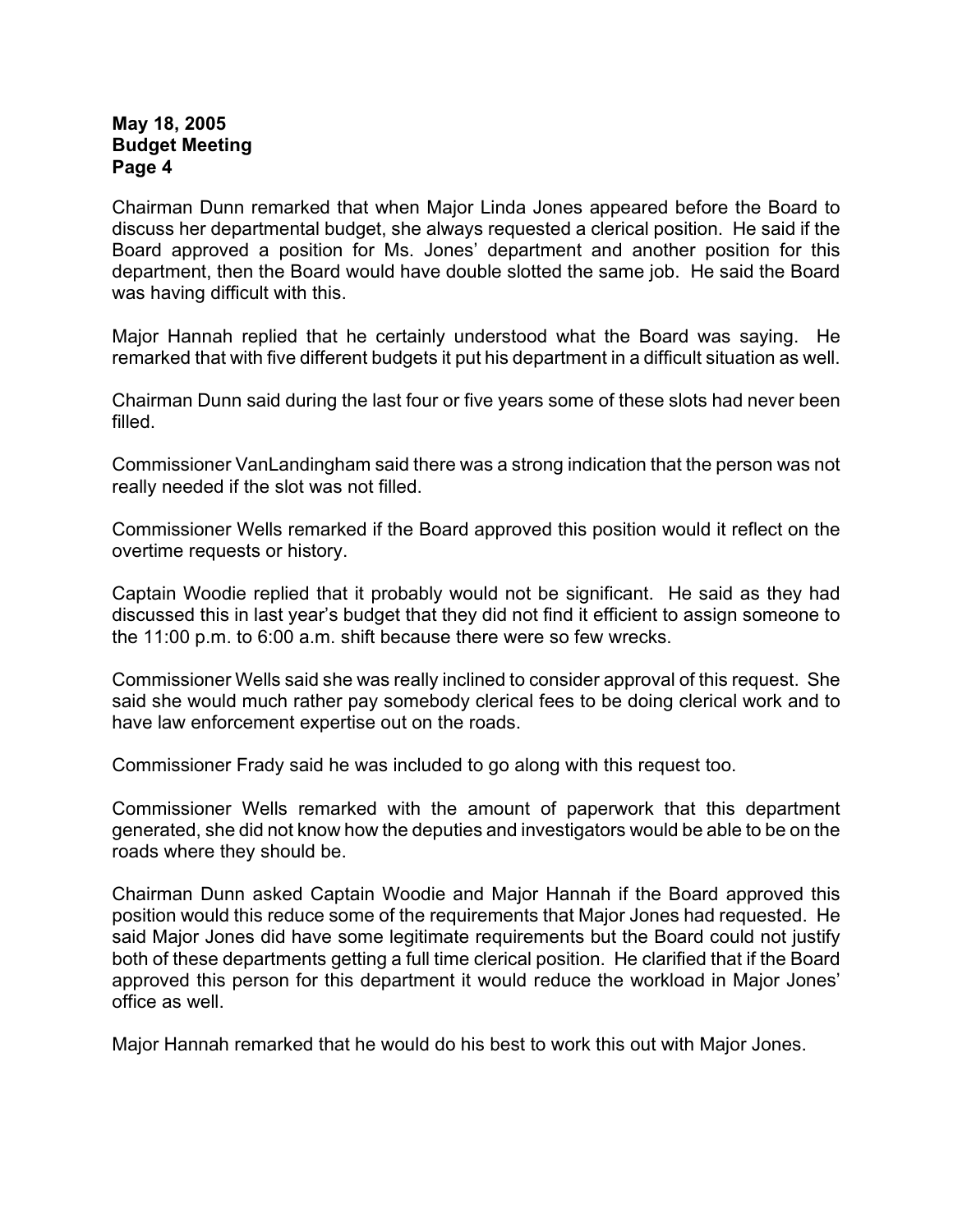Chairman Dunn remarked that when Major Linda Jones appeared before the Board to discuss her departmental budget, she always requested a clerical position. He said if the Board approved a position for Ms. Jones' department and another position for this department, then the Board would have double slotted the same job. He said the Board was having difficult with this.

Major Hannah replied that he certainly understood what the Board was saying. He remarked that with five different budgets it put his department in a difficult situation as well.

Chairman Dunn said during the last four or five years some of these slots had never been filled.

Commissioner VanLandingham said there was a strong indication that the person was not really needed if the slot was not filled.

Commissioner Wells remarked if the Board approved this position would it reflect on the overtime requests or history.

Captain Woodie replied that it probably would not be significant. He said as they had discussed this in last year's budget that they did not find it efficient to assign someone to the 11:00 p.m. to 6:00 a.m. shift because there were so few wrecks.

Commissioner Wells said she was really inclined to consider approval of this request. She said she would much rather pay somebody clerical fees to be doing clerical work and to have law enforcement expertise out on the roads.

Commissioner Frady said he was included to go along with this request too.

Commissioner Wells remarked with the amount of paperwork that this department generated, she did not know how the deputies and investigators would be able to be on the roads where they should be.

Chairman Dunn asked Captain Woodie and Major Hannah if the Board approved this position would this reduce some of the requirements that Major Jones had requested. He said Major Jones did have some legitimate requirements but the Board could not justify both of these departments getting a full time clerical position. He clarified that if the Board approved this person for this department it would reduce the workload in Major Jones' office as well.

Major Hannah remarked that he would do his best to work this out with Major Jones.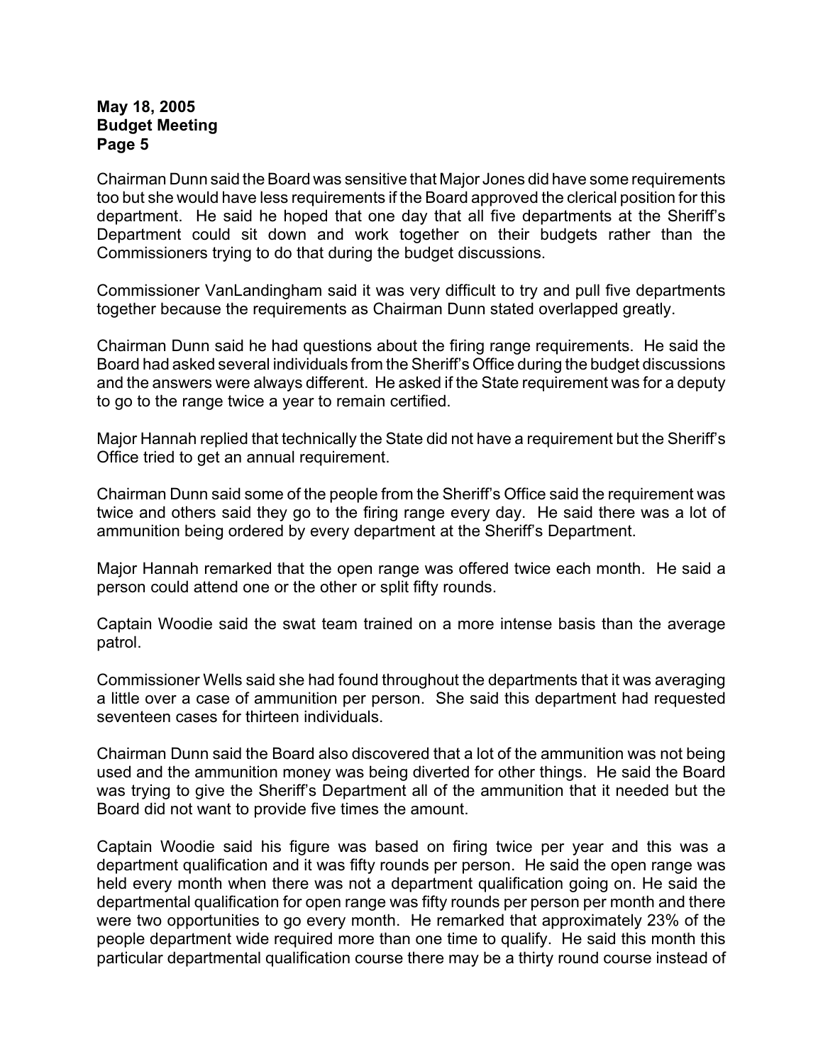Chairman Dunn said the Board was sensitive that Major Jones did have some requirements too but she would have less requirements if the Board approved the clerical position for this department. He said he hoped that one day that all five departments at the Sheriff's Department could sit down and work together on their budgets rather than the Commissioners trying to do that during the budget discussions.

Commissioner VanLandingham said it was very difficult to try and pull five departments together because the requirements as Chairman Dunn stated overlapped greatly.

Chairman Dunn said he had questions about the firing range requirements. He said the Board had asked several individuals from the Sheriff's Office during the budget discussions and the answers were always different. He asked if the State requirement was for a deputy to go to the range twice a year to remain certified.

Major Hannah replied that technically the State did not have a requirement but the Sheriff's Office tried to get an annual requirement.

Chairman Dunn said some of the people from the Sheriff's Office said the requirement was twice and others said they go to the firing range every day. He said there was a lot of ammunition being ordered by every department at the Sheriff's Department.

Major Hannah remarked that the open range was offered twice each month. He said a person could attend one or the other or split fifty rounds.

Captain Woodie said the swat team trained on a more intense basis than the average patrol.

Commissioner Wells said she had found throughout the departments that it was averaging a little over a case of ammunition per person. She said this department had requested seventeen cases for thirteen individuals.

Chairman Dunn said the Board also discovered that a lot of the ammunition was not being used and the ammunition money was being diverted for other things. He said the Board was trying to give the Sheriff's Department all of the ammunition that it needed but the Board did not want to provide five times the amount.

Captain Woodie said his figure was based on firing twice per year and this was a department qualification and it was fifty rounds per person. He said the open range was held every month when there was not a department qualification going on. He said the departmental qualification for open range was fifty rounds per person per month and there were two opportunities to go every month. He remarked that approximately 23% of the people department wide required more than one time to qualify. He said this month this particular departmental qualification course there may be a thirty round course instead of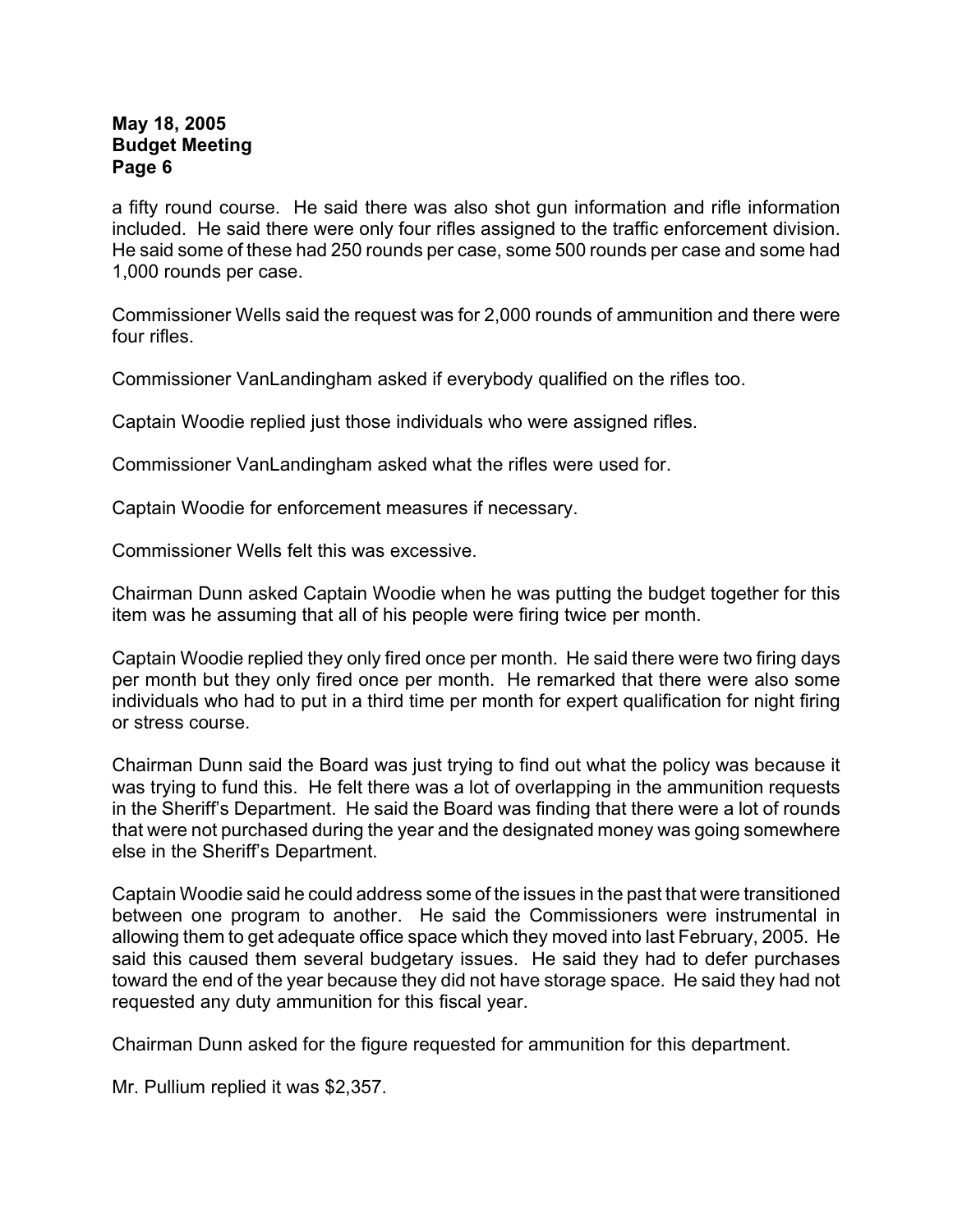a fifty round course. He said there was also shot gun information and rifle information included. He said there were only four rifles assigned to the traffic enforcement division. He said some of these had 250 rounds per case, some 500 rounds per case and some had 1,000 rounds per case.

Commissioner Wells said the request was for 2,000 rounds of ammunition and there were four rifles.

Commissioner VanLandingham asked if everybody qualified on the rifles too.

Captain Woodie replied just those individuals who were assigned rifles.

Commissioner VanLandingham asked what the rifles were used for.

Captain Woodie for enforcement measures if necessary.

Commissioner Wells felt this was excessive.

Chairman Dunn asked Captain Woodie when he was putting the budget together for this item was he assuming that all of his people were firing twice per month.

Captain Woodie replied they only fired once per month. He said there were two firing days per month but they only fired once per month. He remarked that there were also some individuals who had to put in a third time per month for expert qualification for night firing or stress course.

Chairman Dunn said the Board was just trying to find out what the policy was because it was trying to fund this. He felt there was a lot of overlapping in the ammunition requests in the Sheriff's Department. He said the Board was finding that there were a lot of rounds that were not purchased during the year and the designated money was going somewhere else in the Sheriff's Department.

Captain Woodie said he could address some of the issues in the past that were transitioned between one program to another. He said the Commissioners were instrumental in allowing them to get adequate office space which they moved into last February, 2005. He said this caused them several budgetary issues. He said they had to defer purchases toward the end of the year because they did not have storage space. He said they had not requested any duty ammunition for this fiscal year.

Chairman Dunn asked for the figure requested for ammunition for this department.

Mr. Pullium replied it was $2,357.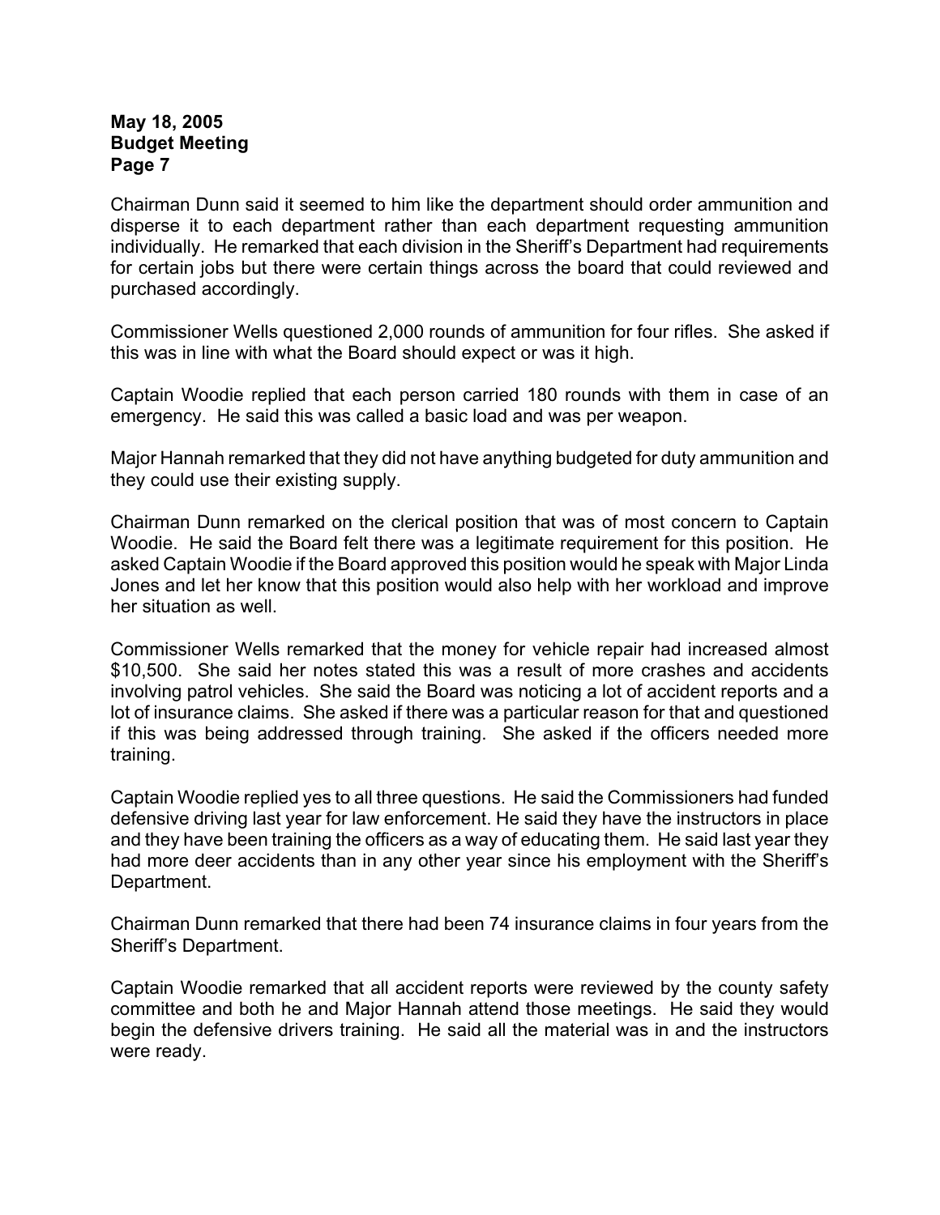Chairman Dunn said it seemed to him like the department should order ammunition and disperse it to each department rather than each department requesting ammunition individually. He remarked that each division in the Sheriff's Department had requirements for certain jobs but there were certain things across the board that could reviewed and purchased accordingly.

Commissioner Wells questioned 2,000 rounds of ammunition for four rifles. She asked if this was in line with what the Board should expect or was it high.

Captain Woodie replied that each person carried 180 rounds with them in case of an emergency. He said this was called a basic load and was per weapon.

Major Hannah remarked that they did not have anything budgeted for duty ammunition and they could use their existing supply.

Chairman Dunn remarked on the clerical position that was of most concern to Captain Woodie. He said the Board felt there was a legitimate requirement for this position. He asked Captain Woodie if the Board approved this position would he speak with Major Linda Jones and let her know that this position would also help with her workload and improve her situation as well.

Commissioner Wells remarked that the money for vehicle repair had increased almost $10,500. She said her notes stated this was a result of more crashes and accidents involving patrol vehicles. She said the Board was noticing a lot of accident reports and a lot of insurance claims. She asked if there was a particular reason for that and questioned if this was being addressed through training. She asked if the officers needed more training.

Captain Woodie replied yes to all three questions. He said the Commissioners had funded defensive driving last year for law enforcement. He said they have the instructors in place and they have been training the officers as a way of educating them. He said last year they had more deer accidents than in any other year since his employment with the Sheriff's Department.

Chairman Dunn remarked that there had been 74 insurance claims in four years from the Sheriff's Department.

Captain Woodie remarked that all accident reports were reviewed by the county safety committee and both he and Major Hannah attend those meetings. He said they would begin the defensive drivers training. He said all the material was in and the instructors were ready.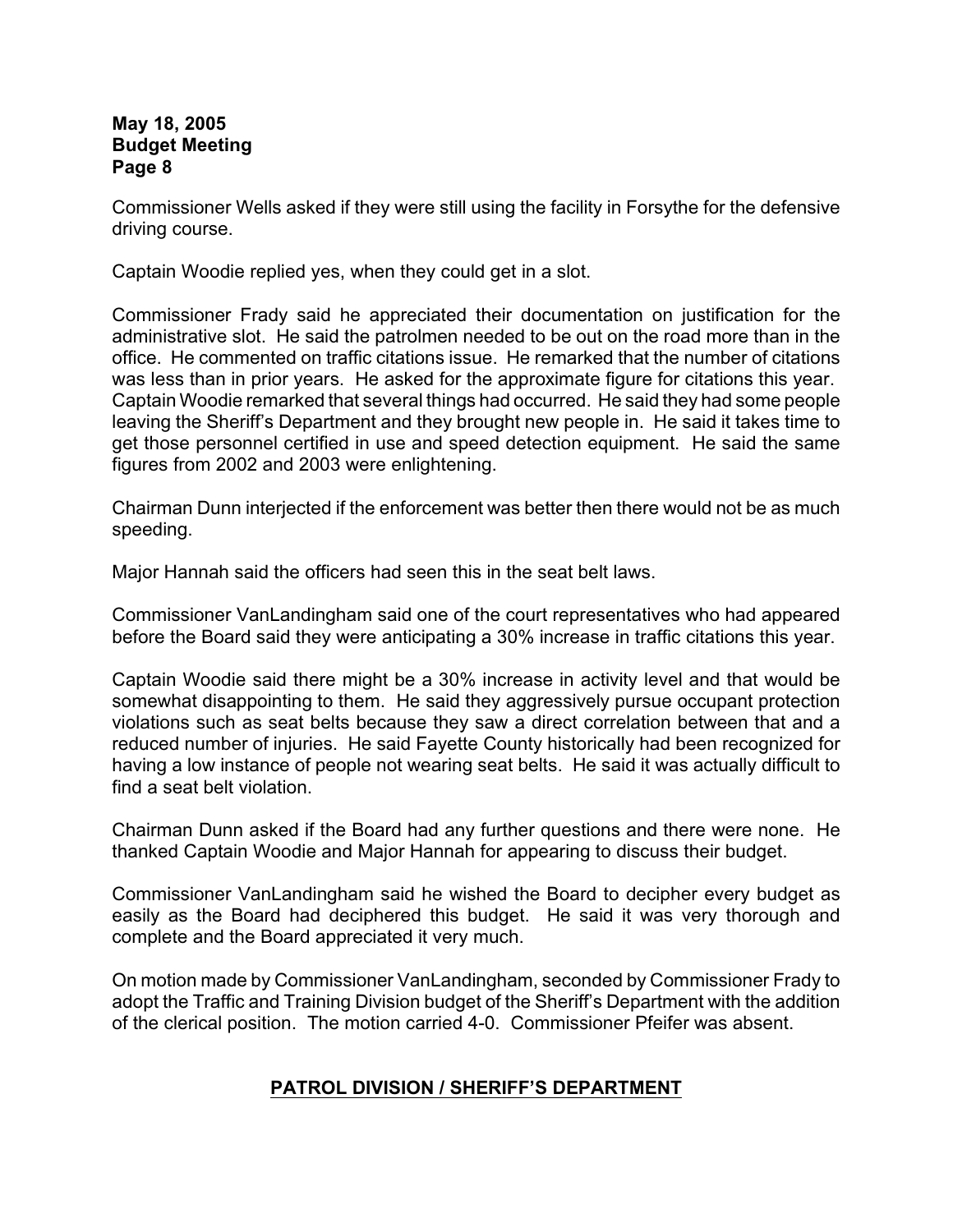Commissioner Wells asked if they were still using the facility in Forsythe for the defensive driving course.

Captain Woodie replied yes, when they could get in a slot.

Commissioner Frady said he appreciated their documentation on justification for the administrative slot. He said the patrolmen needed to be out on the road more than in the office. He commented on traffic citations issue. He remarked that the number of citations was less than in prior years. He asked for the approximate figure for citations this year. Captain Woodie remarked that several things had occurred. He said they had some people leaving the Sheriff's Department and they brought new people in. He said it takes time to get those personnel certified in use and speed detection equipment. He said the same figures from 2002 and 2003 were enlightening.

Chairman Dunn interjected if the enforcement was better then there would not be as much speeding.

Major Hannah said the officers had seen this in the seat belt laws.

Commissioner VanLandingham said one of the court representatives who had appeared before the Board said they were anticipating a 30% increase in traffic citations this year.

Captain Woodie said there might be a 30% increase in activity level and that would be somewhat disappointing to them. He said they aggressively pursue occupant protection violations such as seat belts because they saw a direct correlation between that and a reduced number of injuries. He said Fayette County historically had been recognized for having a low instance of people not wearing seat belts. He said it was actually difficult to find a seat belt violation.

Chairman Dunn asked if the Board had any further questions and there were none. He thanked Captain Woodie and Major Hannah for appearing to discuss their budget.

Commissioner VanLandingham said he wished the Board to decipher every budget as easily as the Board had deciphered this budget. He said it was very thorough and complete and the Board appreciated it very much.

On motion made by Commissioner VanLandingham, seconded by Commissioner Frady to adopt the Traffic and Training Division budget of the Sheriff's Department with the addition of the clerical position. The motion carried 4-0. Commissioner Pfeifer was absent.

## PATROL DIVISION / SHERIFF'S DEPARTMENT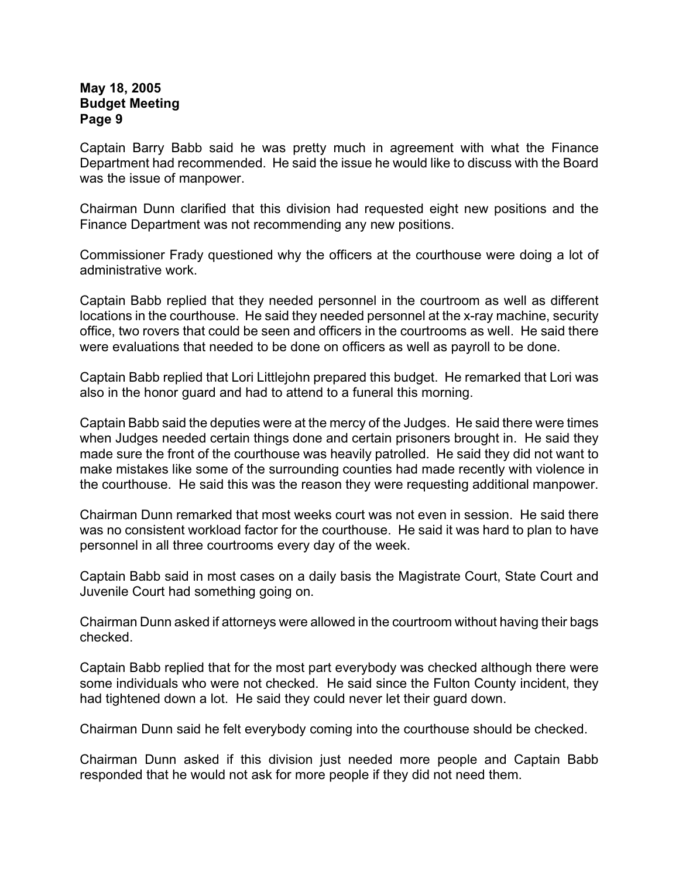Captain Barry Babb said he was pretty much in agreement with what the Finance Department had recommended. He said the issue he would like to discuss with the Board was the issue of manpower.

Chairman Dunn clarified that this division had requested eight new positions and the Finance Department was not recommending any new positions.

Commissioner Frady questioned why the officers at the courthouse were doing a lot of administrative work.

Captain Babb replied that they needed personnel in the courtroom as well as different locations in the courthouse. He said they needed personnel at the x-ray machine, security office, two rovers that could be seen and officers in the courtrooms as well. He said there were evaluations that needed to be done on officers as well as payroll to be done.

Captain Babb replied that Lori Littlejohn prepared this budget. He remarked that Lori was also in the honor guard and had to attend to a funeral this morning.

Captain Babb said the deputies were at the mercy of the Judges. He said there were times when Judges needed certain things done and certain prisoners brought in. He said they made sure the front of the courthouse was heavily patrolled. He said they did not want to make mistakes like some of the surrounding counties had made recently with violence in the courthouse. He said this was the reason they were requesting additional manpower.

Chairman Dunn remarked that most weeks court was not even in session. He said there was no consistent workload factor for the courthouse. He said it was hard to plan to have personnel in all three courtrooms every day of the week.

Captain Babb said in most cases on a daily basis the Magistrate Court, State Court and Juvenile Court had something going on.

Chairman Dunn asked if attorneys were allowed in the courtroom without having their bags checked.

Captain Babb replied that for the most part everybody was checked although there were some individuals who were not checked. He said since the Fulton County incident, they had tightened down a lot. He said they could never let their guard down.

Chairman Dunn said he felt everybody coming into the courthouse should be checked.

Chairman Dunn asked if this division just needed more people and Captain Babb responded that he would not ask for more people if they did not need them.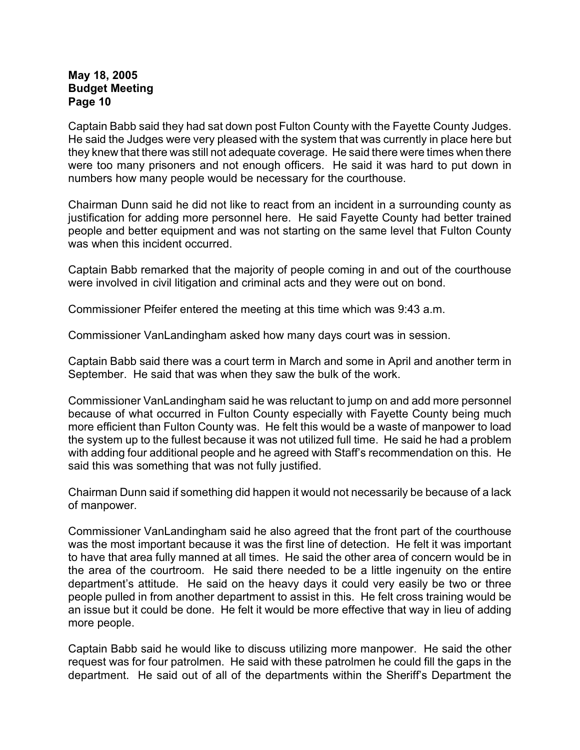Captain Babb said they had sat down post Fulton County with the Fayette County Judges. He said the Judges were very pleased with the system that was currently in place here but they knew that there was still not adequate coverage. He said there were times when there were too many prisoners and not enough officers. He said it was hard to put down in numbers how many people would be necessary for the courthouse.

Chairman Dunn said he did not like to react from an incident in a surrounding county as justification for adding more personnel here. He said Fayette County had better trained people and better equipment and was not starting on the same level that Fulton County was when this incident occurred.

Captain Babb remarked that the majority of people coming in and out of the courthouse were involved in civil litigation and criminal acts and they were out on bond.

Commissioner Pfeifer entered the meeting at this time which was 9:43 a.m.

Commissioner VanLandingham asked how many days court was in session.

Captain Babb said there was a court term in March and some in April and another term in September. He said that was when they saw the bulk of the work.

Commissioner VanLandingham said he was reluctant to jump on and add more personnel because of what occurred in Fulton County especially with Fayette County being much more efficient than Fulton County was. He felt this would be a waste of manpower to load the system up to the fullest because it was not utilized full time. He said he had a problem with adding four additional people and he agreed with Staff's recommendation on this. He said this was something that was not fully justified.

Chairman Dunn said if something did happen it would not necessarily be because of a lack of manpower.

Commissioner VanLandingham said he also agreed that the front part of the courthouse was the most important because it was the first line of detection. He felt it was important to have that area fully manned at all times. He said the other area of concern would be in the area of the courtroom. He said there needed to be a little ingenuity on the entire department's attitude. He said on the heavy days it could very easily be two or three people pulled in from another department to assist in this. He felt cross training would be an issue but it could be done. He felt it would be more effective that way in lieu of adding more people.

Captain Babb said he would like to discuss utilizing more manpower. He said the other request was for four patrolmen. He said with these patrolmen he could fill the gaps in the department. He said out of all of the departments within the Sheriff's Department the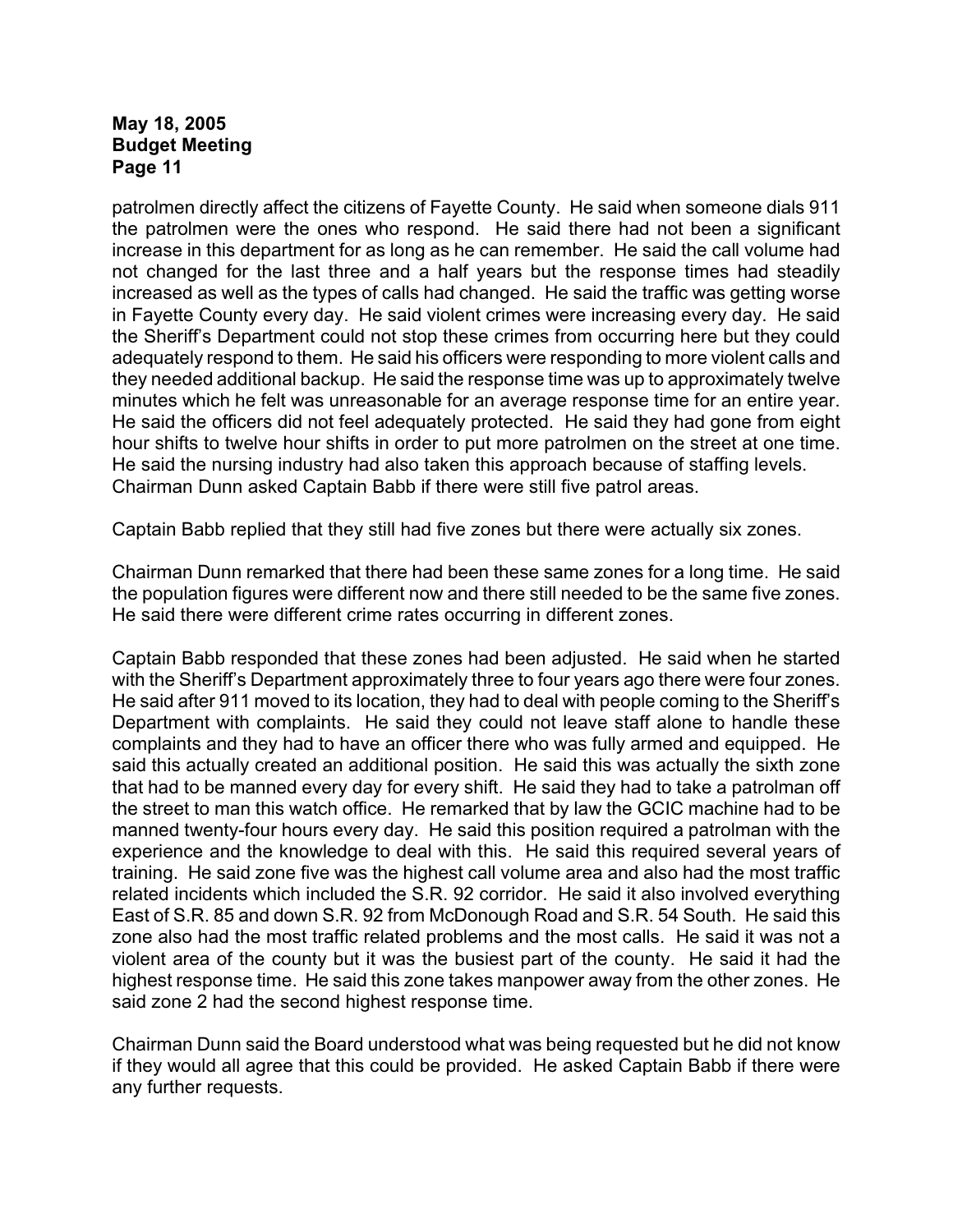patrolmen directly affect the citizens of Fayette County. He said when someone dials 911 the patrolmen were the ones who respond. He said there had not been a significant increase in this department for as long as he can remember. He said the call volume had not changed for the last three and a half years but the response times had steadily increased as well as the types of calls had changed. He said the traffic was getting worse in Fayette County every day. He said violent crimes were increasing every day. He said the Sheriff's Department could not stop these crimes from occurring here but they could adequately respond to them. He said his officers were responding to more violent calls and they needed additional backup. He said the response time was up to approximately twelve minutes which he felt was unreasonable for an average response time for an entire year. He said the officers did not feel adequately protected. He said they had gone from eight hour shifts to twelve hour shifts in order to put more patrolmen on the street at one time. He said the nursing industry had also taken this approach because of staffing levels. Chairman Dunn asked Captain Babb if there were still five patrol areas.

Captain Babb replied that they still had five zones but there were actually six zones.

Chairman Dunn remarked that there had been these same zones for a long time. He said the population figures were different now and there still needed to be the same five zones. He said there were different crime rates occurring in different zones.

Captain Babb responded that these zones had been adjusted. He said when he started with the Sheriff's Department approximately three to four years ago there were four zones. He said after 911 moved to its location, they had to deal with people coming to the Sheriff's Department with complaints. He said they could not leave staff alone to handle these complaints and they had to have an officer there who was fully armed and equipped. He said this actually created an additional position. He said this was actually the sixth zone that had to be manned every day for every shift. He said they had to take a patrolman off the street to man this watch office. He remarked that by law the GCIC machine had to be manned twenty-four hours every day. He said this position required a patrolman with the experience and the knowledge to deal with this. He said this required several years of training. He said zone five was the highest call volume area and also had the most traffic related incidents which included the S.R. 92 corridor. He said it also involved everything East of S.R. 85 and down S.R. 92 from McDonough Road and S.R. 54 South. He said this zone also had the most traffic related problems and the most calls. He said it was not a violent area of the county but it was the busiest part of the county. He said it had the highest response time. He said this zone takes manpower away from the other zones. He said zone 2 had the second highest response time.

Chairman Dunn said the Board understood what was being requested but he did not know if they would all agree that this could be provided. He asked Captain Babb if there were any further requests.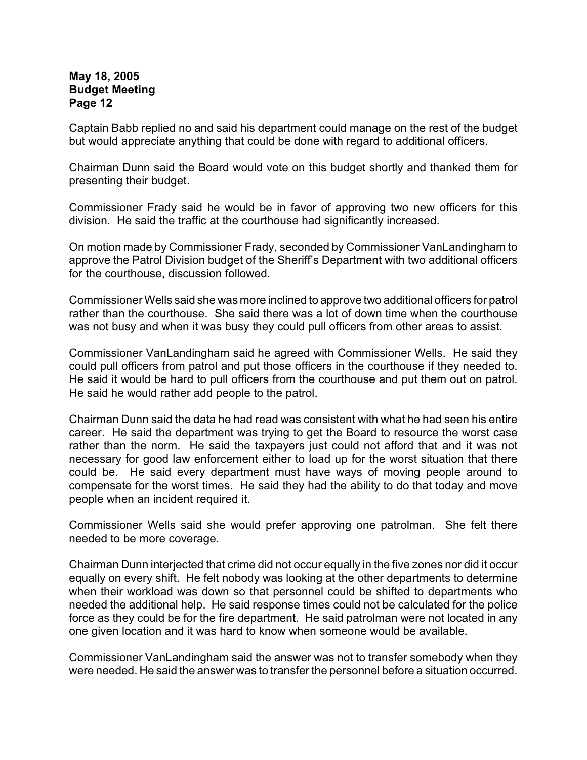Captain Babb replied no and said his department could manage on the rest of the budget but would appreciate anything that could be done with regard to additional officers.

Chairman Dunn said the Board would vote on this budget shortly and thanked them for presenting their budget.

Commissioner Frady said he would be in favor of approving two new officers for this division. He said the traffic at the courthouse had significantly increased.

On motion made by Commissioner Frady, seconded by Commissioner VanLandingham to approve the Patrol Division budget of the Sheriff's Department with two additional officers for the courthouse, discussion followed.

Commissioner Wells said she was more inclined to approve two additional officers for patrol rather than the courthouse. She said there was a lot of down time when the courthouse was not busy and when it was busy they could pull officers from other areas to assist.

Commissioner VanLandingham said he agreed with Commissioner Wells. He said they could pull officers from patrol and put those officers in the courthouse if they needed to. He said it would be hard to pull officers from the courthouse and put them out on patrol. He said he would rather add people to the patrol.

Chairman Dunn said the data he had read was consistent with what he had seen his entire career. He said the department was trying to get the Board to resource the worst case rather than the norm. He said the taxpayers just could not afford that and it was not necessary for good law enforcement either to load up for the worst situation that there could be. He said every department must have ways of moving people around to compensate for the worst times. He said they had the ability to do that today and move people when an incident required it.

Commissioner Wells said she would prefer approving one patrolman. She felt there needed to be more coverage.

Chairman Dunn interjected that crime did not occur equally in the five zones nor did it occur equally on every shift. He felt nobody was looking at the other departments to determine when their workload was down so that personnel could be shifted to departments who needed the additional help. He said response times could not be calculated for the police force as they could be for the fire department. He said patrolman were not located in any one given location and it was hard to know when someone would be available.

Commissioner VanLandingham said the answer was not to transfer somebody when they were needed. He said the answer was to transfer the personnel before a situation occurred.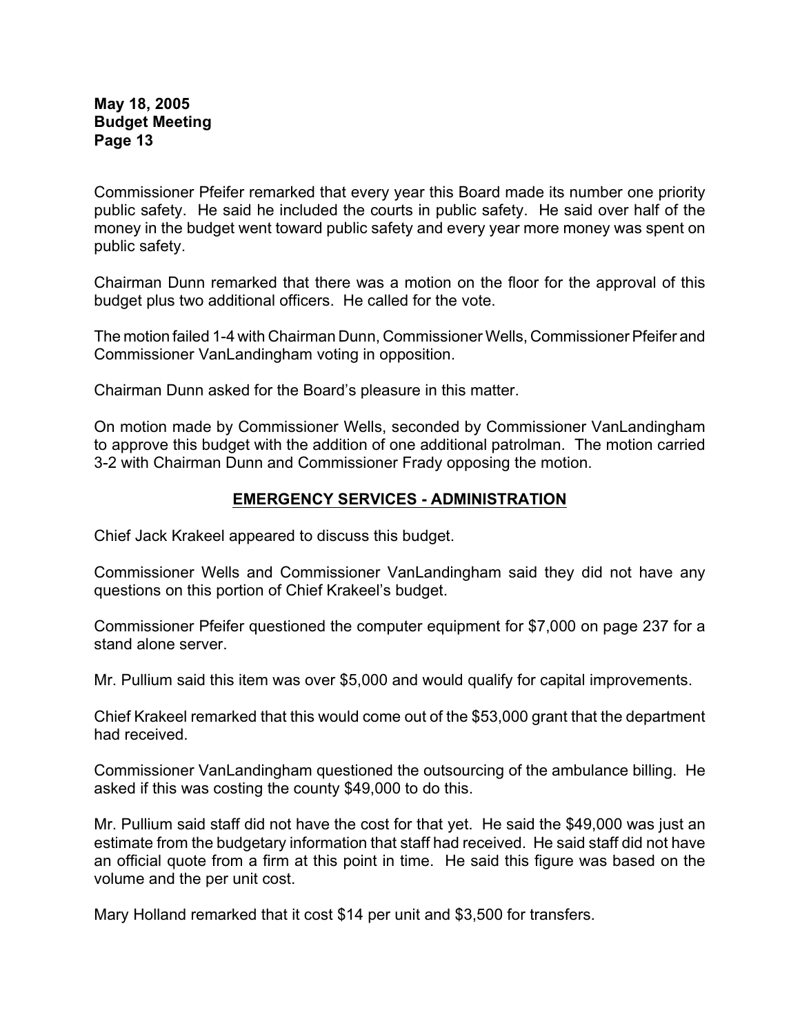Commissioner Pfeifer remarked that every year this Board made its number one priority public safety. He said he included the courts in public safety. He said over half of the money in the budget went toward public safety and every year more money was spent on public safety.

Chairman Dunn remarked that there was a motion on the floor for the approval of this budget plus two additional officers. He called for the vote.

The motion failed 1-4 with Chairman Dunn, Commissioner Wells, Commissioner Pfeifer and Commissioner VanLandingham voting in opposition.

Chairman Dunn asked for the Board's pleasure in this matter.

On motion made by Commissioner Wells, seconded by Commissioner VanLandingham to approve this budget with the addition of one additional patrolman. The motion carried 3-2 with Chairman Dunn and Commissioner Frady opposing the motion.

## EMERGENCY SERVICES - ADMINISTRATION

Chief Jack Krakeel appeared to discuss this budget.

Commissioner Wells and Commissioner VanLandingham said they did not have any questions on this portion of Chief Krakeel's budget.

Commissioner Pfeifer questioned the computer equipment for $7,000 on page 237 for a stand alone server.

Mr. Pullium said this item was over $5,000 and would qualify for capital improvements.

Chief Krakeel remarked that this would come out of the $53,000 grant that the department had received.

Commissioner VanLandingham questioned the outsourcing of the ambulance billing. He asked if this was costing the county $49,000 to do this.

Mr. Pullium said staff did not have the cost for that yet. He said the $49,000 was just an estimate from the budgetary information that staff had received. He said staff did not have an official quote from a firm at this point in time. He said this figure was based on the volume and the per unit cost.

Mary Holland remarked that it cost $14 per unit and $3,500 for transfers.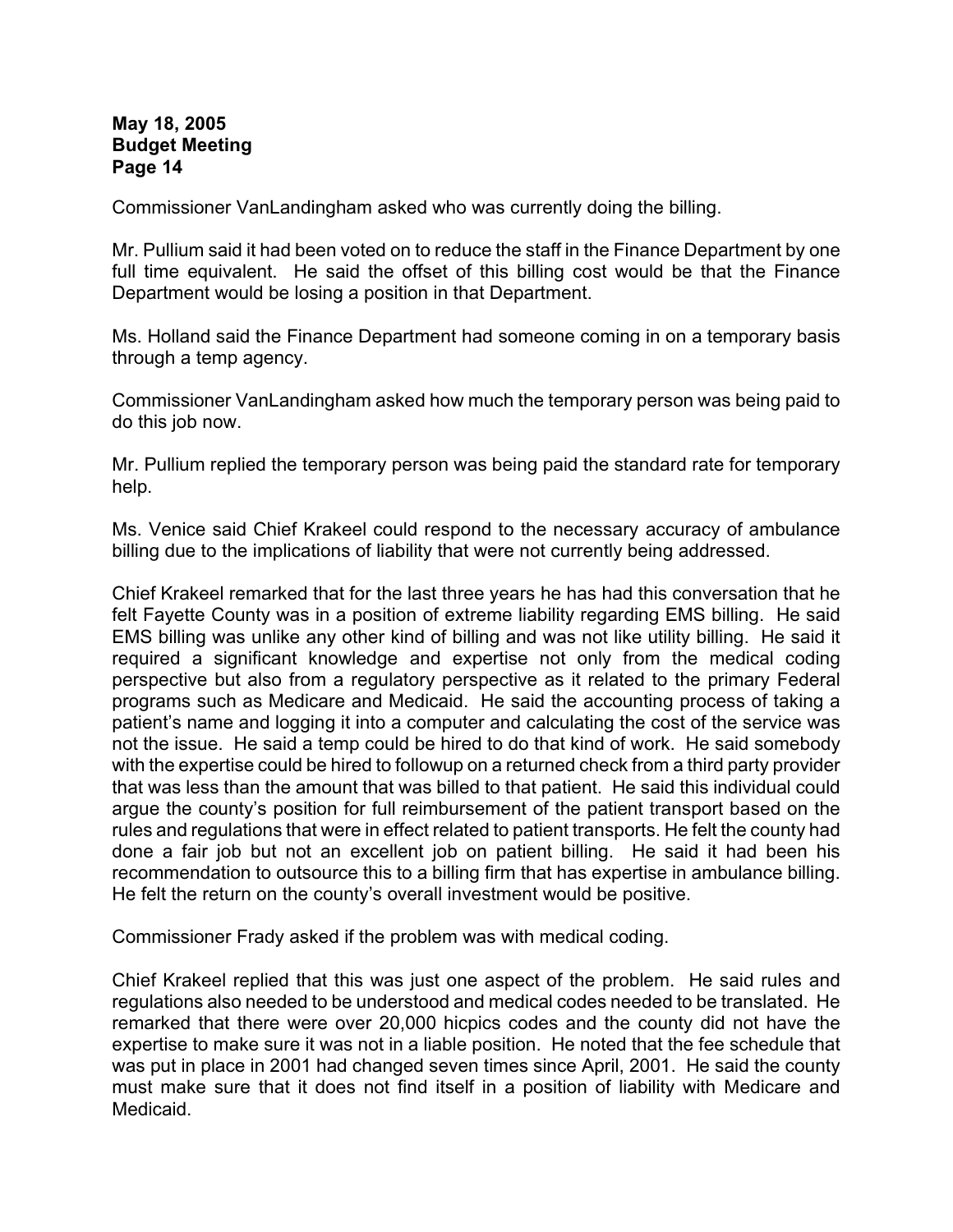Commissioner VanLandingham asked who was currently doing the billing.

Mr. Pullium said it had been voted on to reduce the staff in the Finance Department by one full time equivalent. He said the offset of this billing cost would be that the Finance Department would be losing a position in that Department.

Ms. Holland said the Finance Department had someone coming in on a temporary basis through a temp agency.

Commissioner VanLandingham asked how much the temporary person was being paid to do this job now.

Mr. Pullium replied the temporary person was being paid the standard rate for temporary help.

Ms. Venice said Chief Krakeel could respond to the necessary accuracy of ambulance billing due to the implications of liability that were not currently being addressed.

Chief Krakeel remarked that for the last three years he has had this conversation that he felt Fayette County was in a position of extreme liability regarding EMS billing. He said EMS billing was unlike any other kind of billing and was not like utility billing. He said it required a significant knowledge and expertise not only from the medical coding perspective but also from a regulatory perspective as it related to the primary Federal programs such as Medicare and Medicaid. He said the accounting process of taking a patient's name and logging it into a computer and calculating the cost of the service was not the issue. He said a temp could be hired to do that kind of work. He said somebody with the expertise could be hired to followup on a returned check from a third party provider that was less than the amount that was billed to that patient. He said this individual could argue the county's position for full reimbursement of the patient transport based on the rules and regulations that were in effect related to patient transports. He felt the county had done a fair job but not an excellent job on patient billing. He said it had been his recommendation to outsource this to a billing firm that has expertise in ambulance billing. He felt the return on the county's overall investment would be positive.

Commissioner Frady asked if the problem was with medical coding.

Chief Krakeel replied that this was just one aspect of the problem. He said rules and regulations also needed to be understood and medical codes needed to be translated. He remarked that there were over 20,000 hicpics codes and the county did not have the expertise to make sure it was not in a liable position. He noted that the fee schedule that was put in place in 2001 had changed seven times since April, 2001. He said the county must make sure that it does not find itself in a position of liability with Medicare and Medicaid.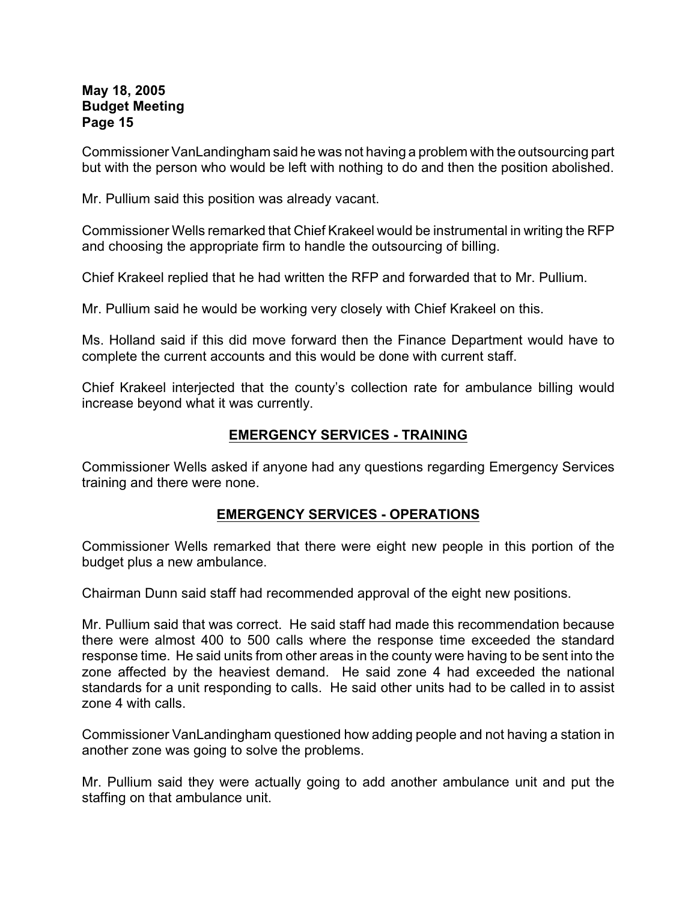Commissioner VanLandingham said he was not having a problem with the outsourcing part but with the person who would be left with nothing to do and then the position abolished.

Mr. Pullium said this position was already vacant.

Commissioner Wells remarked that Chief Krakeel would be instrumental in writing the RFP and choosing the appropriate firm to handle the outsourcing of billing.

Chief Krakeel replied that he had written the RFP and forwarded that to Mr. Pullium.

Mr. Pullium said he would be working very closely with Chief Krakeel on this.

Ms. Holland said if this did move forward then the Finance Department would have to complete the current accounts and this would be done with current staff.

Chief Krakeel interjected that the county's collection rate for ambulance billing would increase beyond what it was currently.

## EMERGENCY SERVICES - TRAINING

Commissioner Wells asked if anyone had any questions regarding Emergency Services training and there were none.

## EMERGENCY SERVICES - OPERATIONS

Commissioner Wells remarked that there were eight new people in this portion of the budget plus a new ambulance.

Chairman Dunn said staff had recommended approval of the eight new positions.

Mr. Pullium said that was correct. He said staff had made this recommendation because there were almost 400 to 500 calls where the response time exceeded the standard response time. He said units from other areas in the county were having to be sent into the zone affected by the heaviest demand. He said zone 4 had exceeded the national standards for a unit responding to calls. He said other units had to be called in to assist zone 4 with calls.

Commissioner VanLandingham questioned how adding people and not having a station in another zone was going to solve the problems.

Mr. Pullium said they were actually going to add another ambulance unit and put the staffing on that ambulance unit.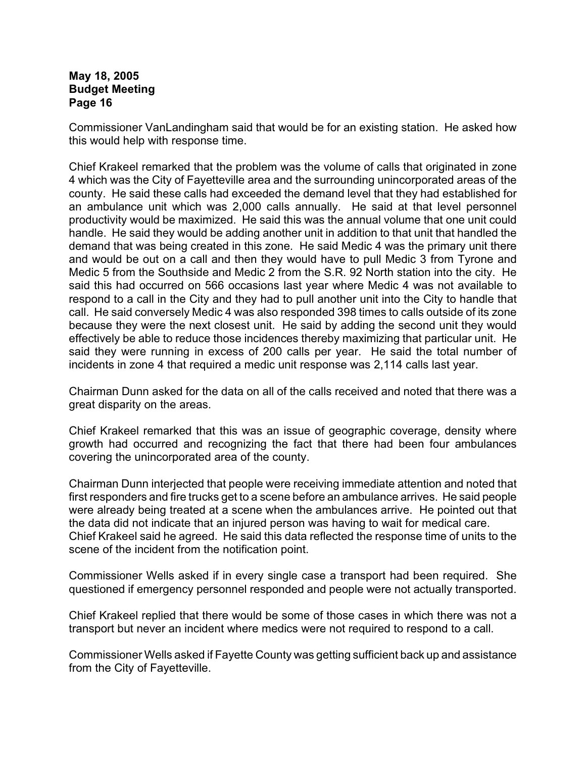Commissioner VanLandingham said that would be for an existing station. He asked how this would help with response time.

Chief Krakeel remarked that the problem was the volume of calls that originated in zone 4 which was the City of Fayetteville area and the surrounding unincorporated areas of the county. He said these calls had exceeded the demand level that they had established for an ambulance unit which was 2,000 calls annually. He said at that level personnel productivity would be maximized. He said this was the annual volume that one unit could handle. He said they would be adding another unit in addition to that unit that handled the demand that was being created in this zone. He said Medic 4 was the primary unit there and would be out on a call and then they would have to pull Medic 3 from Tyrone and Medic 5 from the Southside and Medic 2 from the S.R. 92 North station into the city. He said this had occurred on 566 occasions last year where Medic 4 was not available to respond to a call in the City and they had to pull another unit into the City to handle that call. He said conversely Medic 4 was also responded 398 times to calls outside of its zone because they were the next closest unit. He said by adding the second unit they would effectively be able to reduce those incidences thereby maximizing that particular unit. He said they were running in excess of 200 calls per year. He said the total number of incidents in zone 4 that required a medic unit response was 2,114 calls last year.

Chairman Dunn asked for the data on all of the calls received and noted that there was a great disparity on the areas.

Chief Krakeel remarked that this was an issue of geographic coverage, density where growth had occurred and recognizing the fact that there had been four ambulances covering the unincorporated area of the county.

Chairman Dunn interjected that people were receiving immediate attention and noted that first responders and fire trucks get to a scene before an ambulance arrives. He said people were already being treated at a scene when the ambulances arrive. He pointed out that the data did not indicate that an injured person was having to wait for medical care. Chief Krakeel said he agreed. He said this data reflected the response time of units to the scene of the incident from the notification point.

Commissioner Wells asked if in every single case a transport had been required. She questioned if emergency personnel responded and people were not actually transported.

Chief Krakeel replied that there would be some of those cases in which there was not a transport but never an incident where medics were not required to respond to a call.

Commissioner Wells asked if Fayette County was getting sufficient back up and assistance from the City of Fayetteville.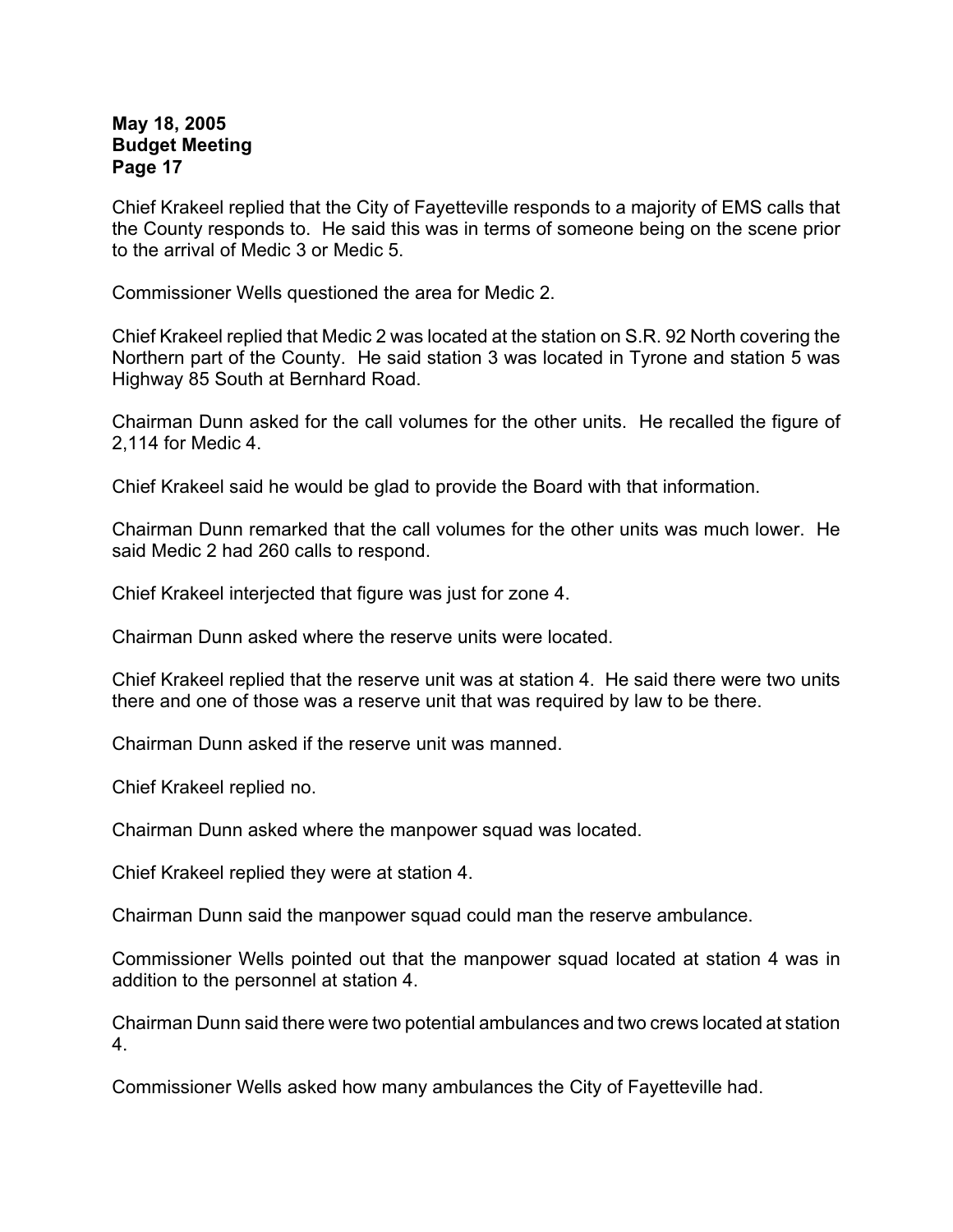Chief Krakeel replied that the City of Fayetteville responds to a majority of EMS calls that the County responds to. He said this was in terms of someone being on the scene prior to the arrival of Medic 3 or Medic 5.

Commissioner Wells questioned the area for Medic 2.

Chief Krakeel replied that Medic 2 was located at the station on S.R. 92 North covering the Northern part of the County. He said station 3 was located in Tyrone and station 5 was Highway 85 South at Bernhard Road.

Chairman Dunn asked for the call volumes for the other units. He recalled the figure of 2,114 for Medic 4.

Chief Krakeel said he would be glad to provide the Board with that information.

Chairman Dunn remarked that the call volumes for the other units was much lower. He said Medic 2 had 260 calls to respond.

Chief Krakeel interjected that figure was just for zone 4.

Chairman Dunn asked where the reserve units were located.

Chief Krakeel replied that the reserve unit was at station 4. He said there were two units there and one of those was a reserve unit that was required by law to be there.

Chairman Dunn asked if the reserve unit was manned.

Chief Krakeel replied no.

Chairman Dunn asked where the manpower squad was located.

Chief Krakeel replied they were at station 4.

Chairman Dunn said the manpower squad could man the reserve ambulance.

Commissioner Wells pointed out that the manpower squad located at station 4 was in addition to the personnel at station 4.

Chairman Dunn said there were two potential ambulances and two crews located at station 4.

Commissioner Wells asked how many ambulances the City of Fayetteville had.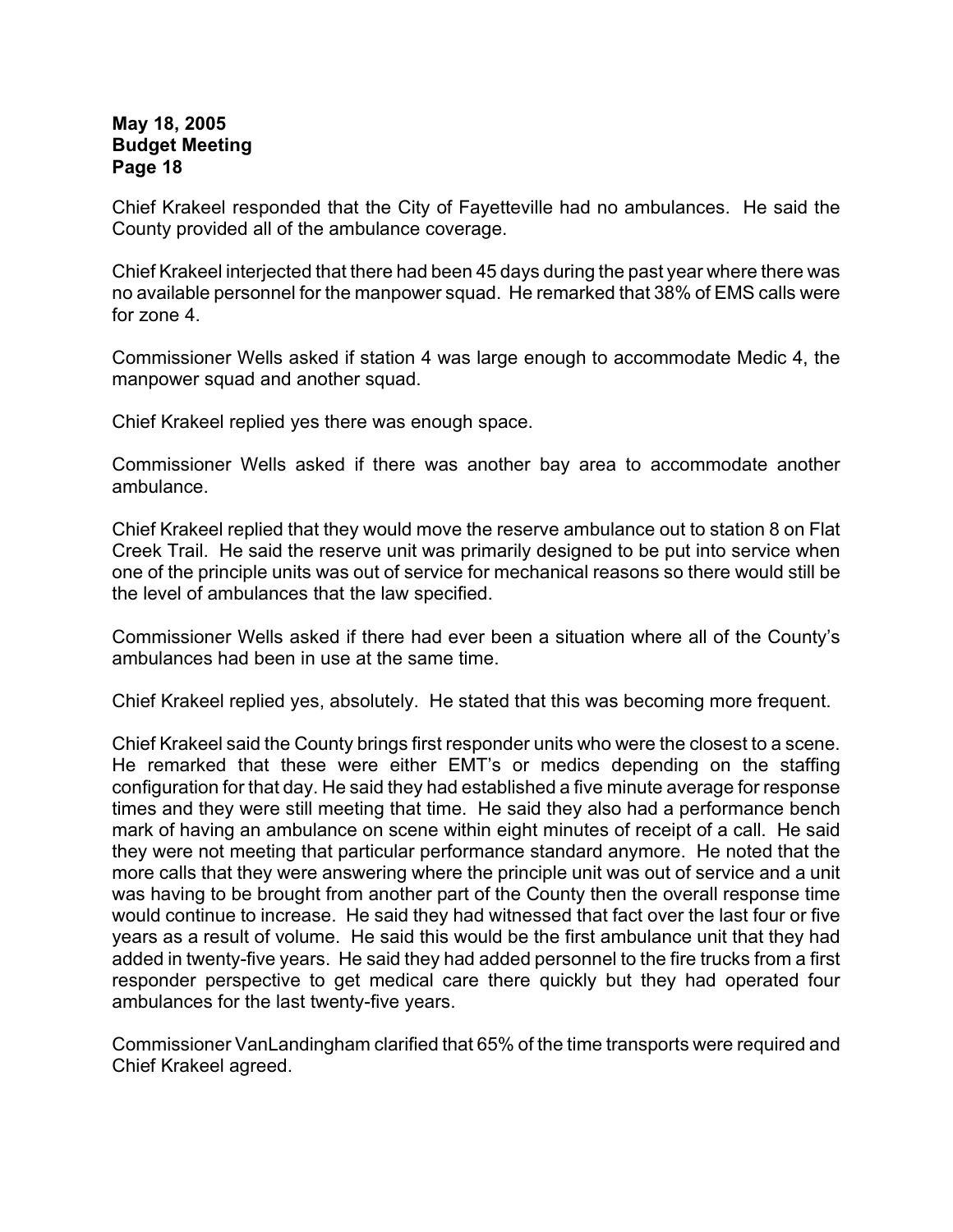Chief Krakeel responded that the City of Fayetteville had no ambulances. He said the County provided all of the ambulance coverage.

Chief Krakeel interjected that there had been 45 days during the past year where there was no available personnel for the manpower squad. He remarked that 38% of EMS calls were for zone 4.

Commissioner Wells asked if station 4 was large enough to accommodate Medic 4, the manpower squad and another squad.

Chief Krakeel replied yes there was enough space.

Commissioner Wells asked if there was another bay area to accommodate another ambulance.

Chief Krakeel replied that they would move the reserve ambulance out to station 8 on Flat Creek Trail. He said the reserve unit was primarily designed to be put into service when one of the principle units was out of service for mechanical reasons so there would still be the level of ambulances that the law specified.

Commissioner Wells asked if there had ever been a situation where all of the County's ambulances had been in use at the same time.

Chief Krakeel replied yes, absolutely. He stated that this was becoming more frequent.

Chief Krakeel said the County brings first responder units who were the closest to a scene. He remarked that these were either EMT's or medics depending on the staffing configuration for that day. He said they had established a five minute average for response times and they were still meeting that time. He said they also had a performance bench mark of having an ambulance on scene within eight minutes of receipt of a call. He said they were not meeting that particular performance standard anymore. He noted that the more calls that they were answering where the principle unit was out of service and a unit was having to be brought from another part of the County then the overall response time would continue to increase. He said they had witnessed that fact over the last four or five years as a result of volume. He said this would be the first ambulance unit that they had added in twenty-five years. He said they had added personnel to the fire trucks from a first responder perspective to get medical care there quickly but they had operated four ambulances for the last twenty-five years.

Commissioner VanLandingham clarified that 65% of the time transports were required and Chief Krakeel agreed.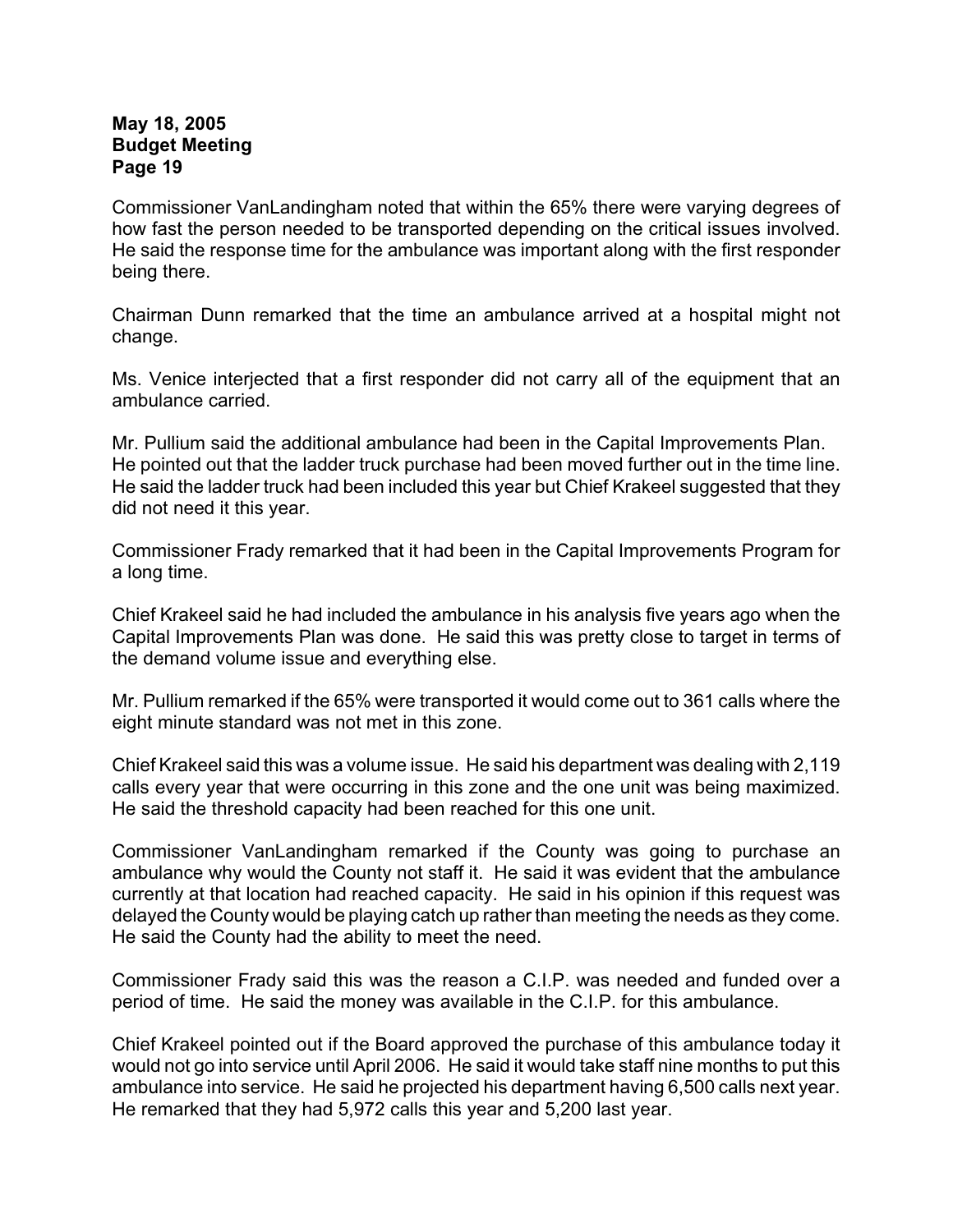Commissioner VanLandingham noted that within the 65% there were varying degrees of how fast the person needed to be transported depending on the critical issues involved. He said the response time for the ambulance was important along with the first responder being there.

Chairman Dunn remarked that the time an ambulance arrived at a hospital might not change.

Ms. Venice interjected that a first responder did not carry all of the equipment that an ambulance carried.

Mr. Pullium said the additional ambulance had been in the Capital Improvements Plan. He pointed out that the ladder truck purchase had been moved further out in the time line. He said the ladder truck had been included this year but Chief Krakeel suggested that they did not need it this year.

Commissioner Frady remarked that it had been in the Capital Improvements Program for a long time.

Chief Krakeel said he had included the ambulance in his analysis five years ago when the Capital Improvements Plan was done. He said this was pretty close to target in terms of the demand volume issue and everything else.

Mr. Pullium remarked if the 65% were transported it would come out to 361 calls where the eight minute standard was not met in this zone.

Chief Krakeel said this was a volume issue. He said his department was dealing with 2,119 calls every year that were occurring in this zone and the one unit was being maximized. He said the threshold capacity had been reached for this one unit.

Commissioner VanLandingham remarked if the County was going to purchase an ambulance why would the County not staff it. He said it was evident that the ambulance currently at that location had reached capacity. He said in his opinion if this request was delayed the County would be playing catch up rather than meeting the needs as they come. He said the County had the ability to meet the need.

Commissioner Frady said this was the reason a C.I.P. was needed and funded over a period of time. He said the money was available in the C.I.P. for this ambulance.

Chief Krakeel pointed out if the Board approved the purchase of this ambulance today it would not go into service until April 2006. He said it would take staff nine months to put this ambulance into service. He said he projected his department having 6,500 calls next year. He remarked that they had 5,972 calls this year and 5,200 last year.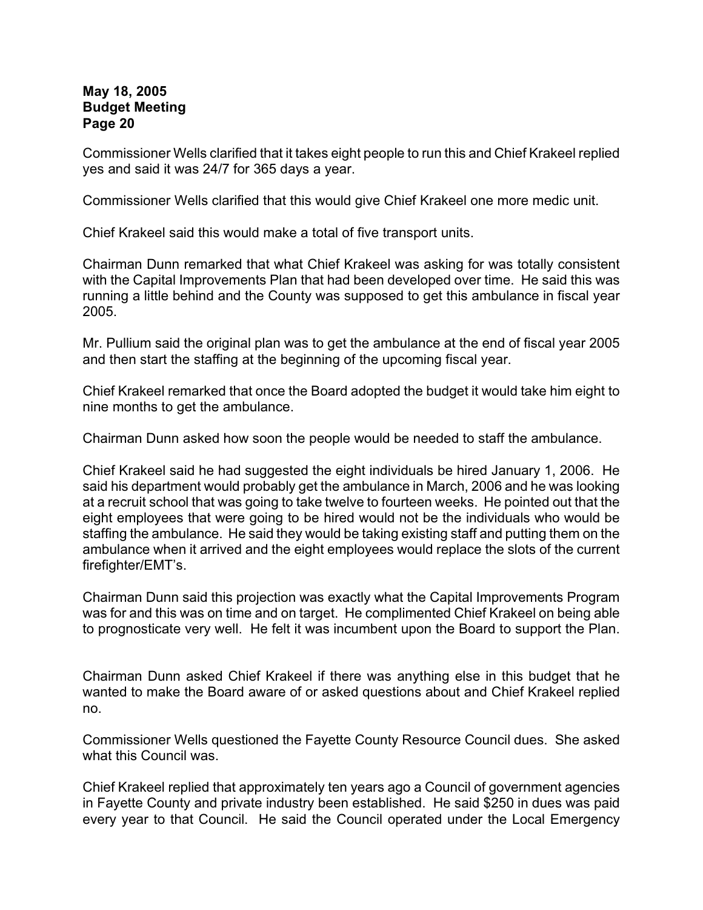Commissioner Wells clarified that it takes eight people to run this and Chief Krakeel replied yes and said it was 24/7 for 365 days a year.

Commissioner Wells clarified that this would give Chief Krakeel one more medic unit.

Chief Krakeel said this would make a total of five transport units.

Chairman Dunn remarked that what Chief Krakeel was asking for was totally consistent with the Capital Improvements Plan that had been developed over time. He said this was running a little behind and the County was supposed to get this ambulance in fiscal year 2005.

Mr. Pullium said the original plan was to get the ambulance at the end of fiscal year 2005 and then start the staffing at the beginning of the upcoming fiscal year.

Chief Krakeel remarked that once the Board adopted the budget it would take him eight to nine months to get the ambulance.

Chairman Dunn asked how soon the people would be needed to staff the ambulance.

Chief Krakeel said he had suggested the eight individuals be hired January 1, 2006. He said his department would probably get the ambulance in March, 2006 and he was looking at a recruit school that was going to take twelve to fourteen weeks. He pointed out that the eight employees that were going to be hired would not be the individuals who would be staffing the ambulance. He said they would be taking existing staff and putting them on the ambulance when it arrived and the eight employees would replace the slots of the current firefighter/EMT's.

Chairman Dunn said this projection was exactly what the Capital Improvements Program was for and this was on time and on target. He complimented Chief Krakeel on being able to prognosticate very well. He felt it was incumbent upon the Board to support the Plan.

Chairman Dunn asked Chief Krakeel if there was anything else in this budget that he wanted to make the Board aware of or asked questions about and Chief Krakeel replied no.

Commissioner Wells questioned the Fayette County Resource Council dues. She asked what this Council was.

Chief Krakeel replied that approximately ten years ago a Council of government agencies in Fayette County and private industry been established. He said $250 in dues was paid every year to that Council. He said the Council operated under the Local Emergency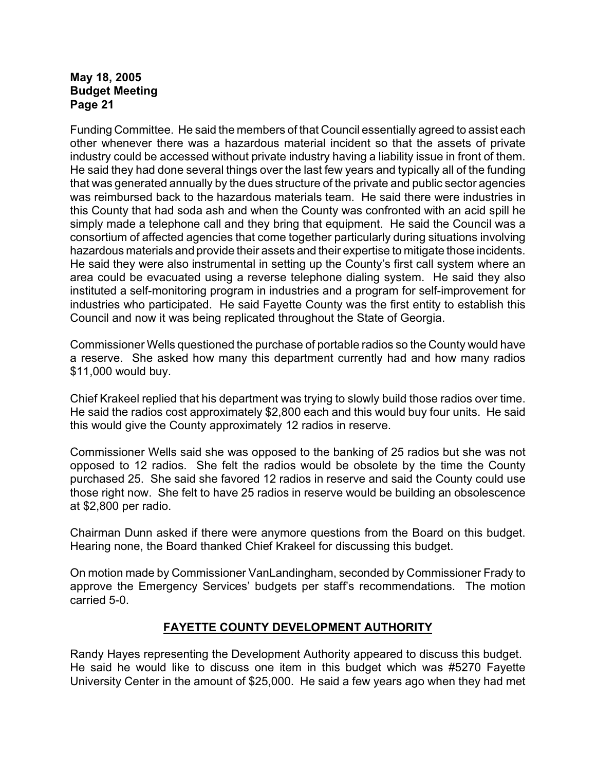Funding Committee. He said the members of that Council essentially agreed to assist each other whenever there was a hazardous material incident so that the assets of private industry could be accessed without private industry having a liability issue in front of them. He said they had done several things over the last few years and typically all of the funding that was generated annually by the dues structure of the private and public sector agencies was reimbursed back to the hazardous materials team. He said there were industries in this County that had soda ash and when the County was confronted with an acid spill he simply made a telephone call and they bring that equipment. He said the Council was a consortium of affected agencies that come together particularly during situations involving hazardous materials and provide their assets and their expertise to mitigate those incidents. He said they were also instrumental in setting up the County's first call system where an area could be evacuated using a reverse telephone dialing system. He said they also instituted a self-monitoring program in industries and a program for self-improvement for industries who participated. He said Fayette County was the first entity to establish this Council and now it was being replicated throughout the State of Georgia.

Commissioner Wells questioned the purchase of portable radios so the County would have a reserve. She asked how many this department currently had and how many radios $11,000 would buy.

Chief Krakeel replied that his department was trying to slowly build those radios over time. He said the radios cost approximately $2,800 each and this would buy four units. He said this would give the County approximately 12 radios in reserve.

Commissioner Wells said she was opposed to the banking of 25 radios but she was not opposed to 12 radios. She felt the radios would be obsolete by the time the County purchased 25. She said she favored 12 radios in reserve and said the County could use those right now. She felt to have 25 radios in reserve would be building an obsolescence at $2,800 per radio.

Chairman Dunn asked if there were anymore questions from the Board on this budget. Hearing none, the Board thanked Chief Krakeel for discussing this budget.

On motion made by Commissioner VanLandingham, seconded by Commissioner Frady to approve the Emergency Services' budgets per staff's recommendations. The motion carried 5-0.

## FAYETTE COUNTY DEVELOPMENT AUTHORITY

Randy Hayes representing the Development Authority appeared to discuss this budget. He said he would like to discuss one item in this budget which was #5270 Fayette University Center in the amount of $25,000. He said a few years ago when they had met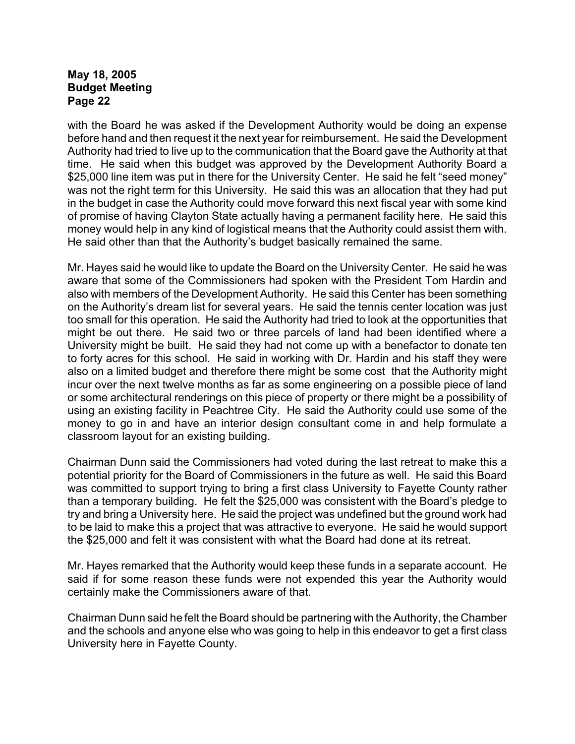with the Board he was asked if the Development Authority would be doing an expense before hand and then request it the next year for reimbursement. He said the Development Authority had tried to live up to the communication that the Board gave the Authority at that time. He said when this budget was approved by the Development Authority Board a $25,000 line item was put in there for the University Center. He said he felt "seed money" was not the right term for this University. He said this was an allocation that they had put in the budget in case the Authority could move forward this next fiscal year with some kind of promise of having Clayton State actually having a permanent facility here. He said this money would help in any kind of logistical means that the Authority could assist them with. He said other than that the Authority's budget basically remained the same.

Mr. Hayes said he would like to update the Board on the University Center. He said he was aware that some of the Commissioners had spoken with the President Tom Hardin and also with members of the Development Authority. He said this Center has been something on the Authority's dream list for several years. He said the tennis center location was just too small for this operation. He said the Authority had tried to look at the opportunities that might be out there. He said two or three parcels of land had been identified where a University might be built. He said they had not come up with a benefactor to donate ten to forty acres for this school. He said in working with Dr. Hardin and his staff they were also on a limited budget and therefore there might be some cost that the Authority might incur over the next twelve months as far as some engineering on a possible piece of land or some architectural renderings on this piece of property or there might be a possibility of using an existing facility in Peachtree City. He said the Authority could use some of the money to go in and have an interior design consultant come in and help formulate a classroom layout for an existing building.

Chairman Dunn said the Commissioners had voted during the last retreat to make this a potential priority for the Board of Commissioners in the future as well. He said this Board was committed to support trying to bring a first class University to Fayette County rather than a temporary building. He felt the $25,000 was consistent with the Board's pledge to try and bring a University here. He said the project was undefined but the ground work had to be laid to make this a project that was attractive to everyone. He said he would support the $25,000 and felt it was consistent with what the Board had done at its retreat.

Mr. Hayes remarked that the Authority would keep these funds in a separate account. He said if for some reason these funds were not expended this year the Authority would certainly make the Commissioners aware of that.

Chairman Dunn said he felt the Board should be partnering with the Authority, the Chamber and the schools and anyone else who was going to help in this endeavor to get a first class University here in Fayette County.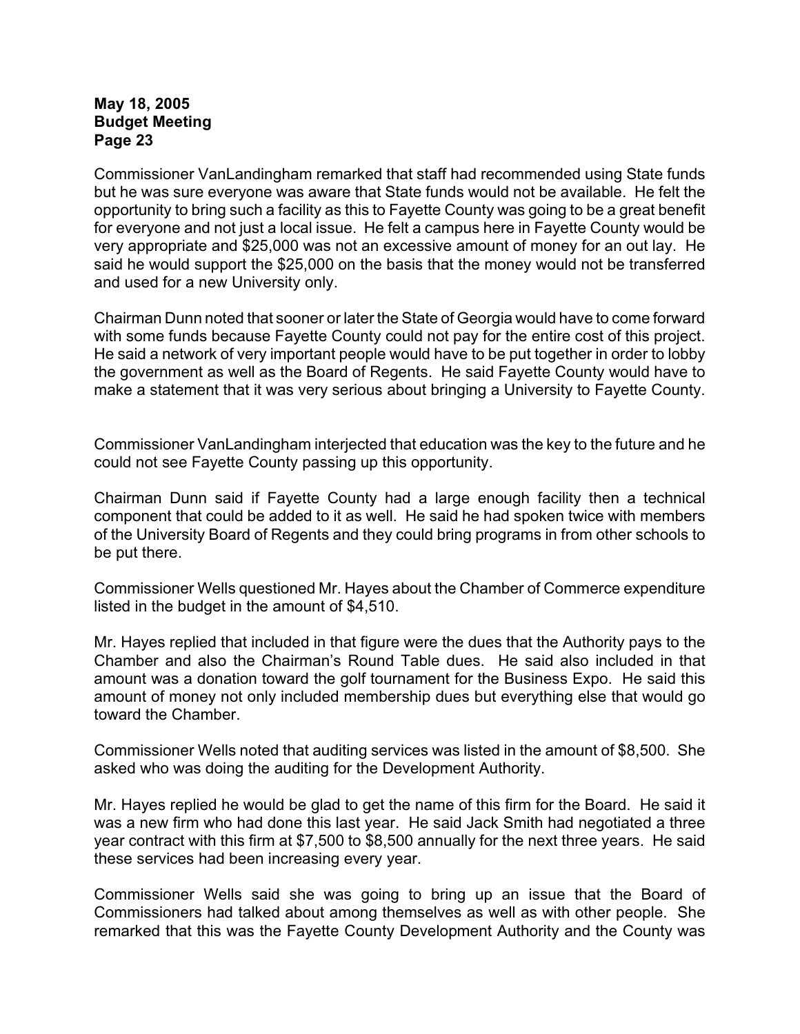Commissioner VanLandingham remarked that staff had recommended using State funds but he was sure everyone was aware that State funds would not be available. He felt the opportunity to bring such a facility as this to Fayette County was going to be a great benefit for everyone and not just a local issue. He felt a campus here in Fayette County would be very appropriate and $25,000 was not an excessive amount of money for an out lay. He said he would support the $25,000 on the basis that the money would not be transferred and used for a new University only.

Chairman Dunn noted that sooner or later the State of Georgia would have to come forward with some funds because Fayette County could not pay for the entire cost of this project. He said a network of very important people would have to be put together in order to lobby the government as well as the Board of Regents. He said Fayette County would have to make a statement that it was very serious about bringing a University to Fayette County.

Commissioner VanLandingham interjected that education was the key to the future and he could not see Fayette County passing up this opportunity.

Chairman Dunn said if Fayette County had a large enough facility then a technical component that could be added to it as well. He said he had spoken twice with members of the University Board of Regents and they could bring programs in from other schools to be put there.

Commissioner Wells questioned Mr. Hayes about the Chamber of Commerce expenditure listed in the budget in the amount of $4,510.

Mr. Hayes replied that included in that figure were the dues that the Authority pays to the Chamber and also the Chairman's Round Table dues. He said also included in that amount was a donation toward the golf tournament for the Business Expo. He said this amount of money not only included membership dues but everything else that would go toward the Chamber.

Commissioner Wells noted that auditing services was listed in the amount of $8,500. She asked who was doing the auditing for the Development Authority.

Mr. Hayes replied he would be glad to get the name of this firm for the Board. He said it was a new firm who had done this last year. He said Jack Smith had negotiated a three year contract with this firm at $7,500 to $8,500 annually for the next three years. He said these services had been increasing every year.

Commissioner Wells said she was going to bring up an issue that the Board of Commissioners had talked about among themselves as well as with other people. She remarked that this was the Fayette County Development Authority and the County was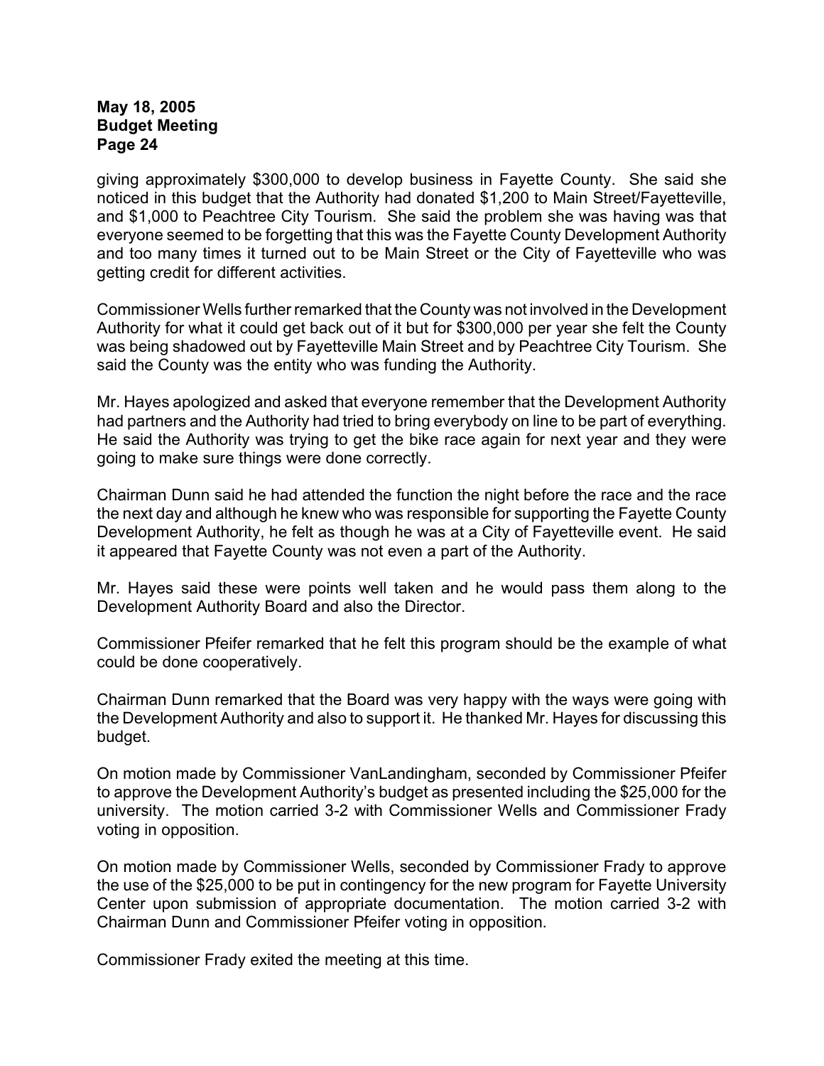giving approximately $300,000 to develop business in Fayette County. She said she noticed in this budget that the Authority had donated $1,200 to Main Street/Fayetteville, and $1,000 to Peachtree City Tourism. She said the problem she was having was that everyone seemed to be forgetting that this was the Fayette County Development Authority and too many times it turned out to be Main Street or the City of Fayetteville who was getting credit for different activities.

Commissioner Wells further remarked that the County was not involved in the Development Authority for what it could get back out of it but for $300,000 per year she felt the County was being shadowed out by Fayetteville Main Street and by Peachtree City Tourism. She said the County was the entity who was funding the Authority.

Mr. Hayes apologized and asked that everyone remember that the Development Authority had partners and the Authority had tried to bring everybody on line to be part of everything. He said the Authority was trying to get the bike race again for next year and they were going to make sure things were done correctly.

Chairman Dunn said he had attended the function the night before the race and the race the next day and although he knew who was responsible for supporting the Fayette County Development Authority, he felt as though he was at a City of Fayetteville event. He said it appeared that Fayette County was not even a part of the Authority.

Mr. Hayes said these were points well taken and he would pass them along to the Development Authority Board and also the Director.

Commissioner Pfeifer remarked that he felt this program should be the example of what could be done cooperatively.

Chairman Dunn remarked that the Board was very happy with the ways were going with the Development Authority and also to support it. He thanked Mr. Hayes for discussing this budget.

On motion made by Commissioner VanLandingham, seconded by Commissioner Pfeifer to approve the Development Authority's budget as presented including the $25,000 for the university. The motion carried 3-2 with Commissioner Wells and Commissioner Frady voting in opposition.

On motion made by Commissioner Wells, seconded by Commissioner Frady to approve the use of the $25,000 to be put in contingency for the new program for Fayette University Center upon submission of appropriate documentation. The motion carried 3-2 with Chairman Dunn and Commissioner Pfeifer voting in opposition.

Commissioner Frady exited the meeting at this time.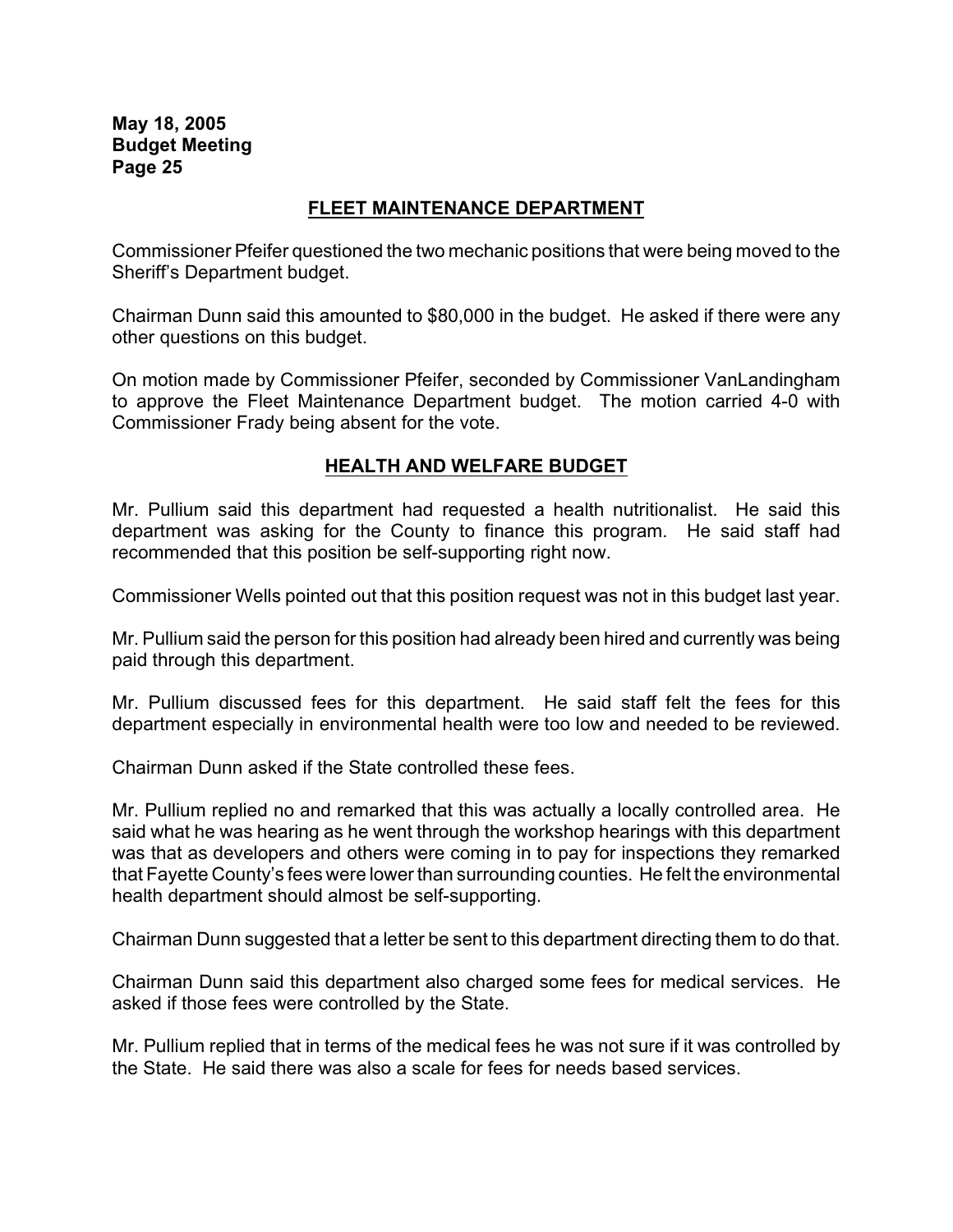## FLEET MAINTENANCE DEPARTMENT

Commissioner Pfeifer questioned the two mechanic positions that were being moved to the Sheriff's Department budget.

Chairman Dunn said this amounted to $80,000 in the budget. He asked if there were any other questions on this budget.

On motion made by Commissioner Pfeifer, seconded by Commissioner VanLandingham to approve the Fleet Maintenance Department budget. The motion carried 4-0 with Commissioner Frady being absent for the vote.

## HEALTH AND WELFARE BUDGET

Mr. Pullium said this department had requested a health nutritionalist. He said this department was asking for the County to finance this program. He said staff had recommended that this position be self-supporting right now.

Commissioner Wells pointed out that this position request was not in this budget last year.

Mr. Pullium said the person for this position had already been hired and currently was being paid through this department.

Mr. Pullium discussed fees for this department. He said staff felt the fees for this department especially in environmental health were too low and needed to be reviewed.

Chairman Dunn asked if the State controlled these fees.

Mr. Pullium replied no and remarked that this was actually a locally controlled area. He said what he was hearing as he went through the workshop hearings with this department was that as developers and others were coming in to pay for inspections they remarked that Fayette County's fees were lower than surrounding counties. He felt the environmental health department should almost be self-supporting.

Chairman Dunn suggested that a letter be sent to this department directing them to do that.

Chairman Dunn said this department also charged some fees for medical services. He asked if those fees were controlled by the State.

Mr. Pullium replied that in terms of the medical fees he was not sure if it was controlled by the State. He said there was also a scale for fees for needs based services.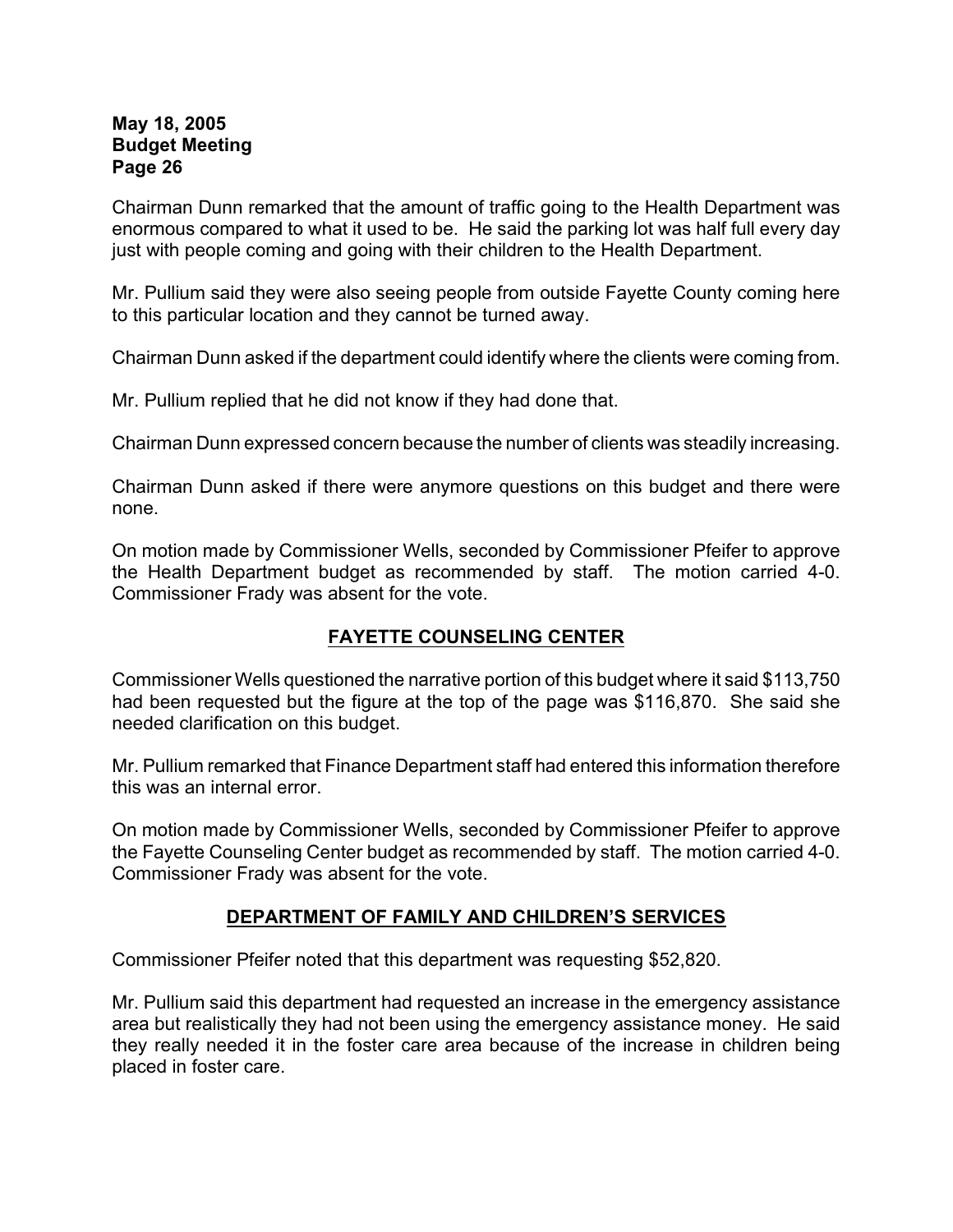Chairman Dunn remarked that the amount of traffic going to the Health Department was enormous compared to what it used to be. He said the parking lot was half full every day just with people coming and going with their children to the Health Department.

Mr. Pullium said they were also seeing people from outside Fayette County coming here to this particular location and they cannot be turned away.

Chairman Dunn asked if the department could identify where the clients were coming from.

Mr. Pullium replied that he did not know if they had done that.

Chairman Dunn expressed concern because the number of clients was steadily increasing.

Chairman Dunn asked if there were anymore questions on this budget and there were none.

On motion made by Commissioner Wells, seconded by Commissioner Pfeifer to approve the Health Department budget as recommended by staff. The motion carried 4-0. Commissioner Frady was absent for the vote.

## FAYETTE COUNSELING CENTER

Commissioner Wells questioned the narrative portion of this budget where it said $113,750 had been requested but the figure at the top of the page was $116,870. She said she needed clarification on this budget.

Mr. Pullium remarked that Finance Department staff had entered this information therefore this was an internal error.

On motion made by Commissioner Wells, seconded by Commissioner Pfeifer to approve the Fayette Counseling Center budget as recommended by staff. The motion carried 4-0. Commissioner Frady was absent for the vote.

## DEPARTMENT OF FAMILY AND CHILDREN'S SERVICES

Commissioner Pfeifer noted that this department was requesting $52,820.

Mr. Pullium said this department had requested an increase in the emergency assistance area but realistically they had not been using the emergency assistance money. He said they really needed it in the foster care area because of the increase in children being placed in foster care.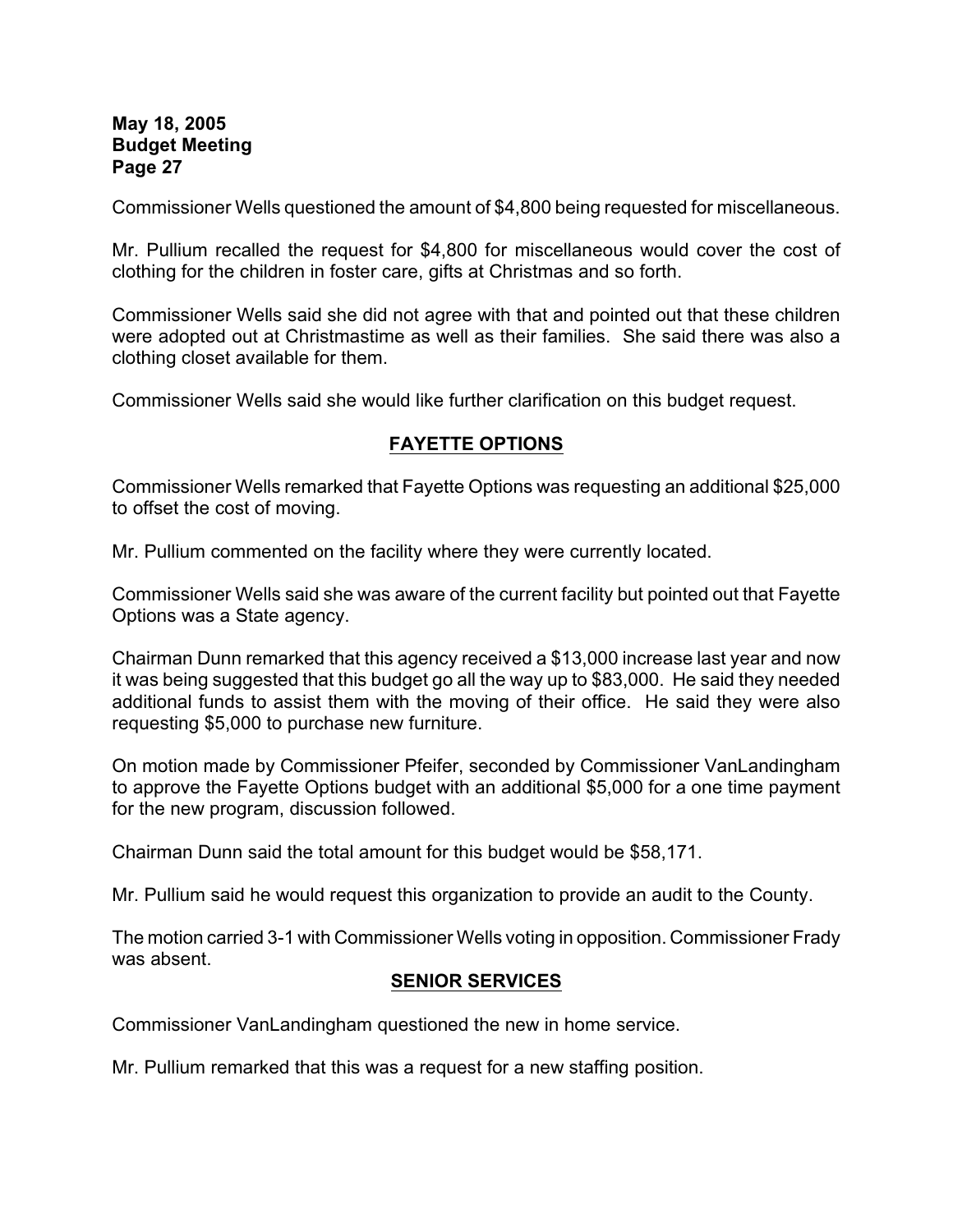Commissioner Wells questioned the amount of $4,800 being requested for miscellaneous.

Mr. Pullium recalled the request for $4,800 for miscellaneous would cover the cost of clothing for the children in foster care, gifts at Christmas and so forth.

Commissioner Wells said she did not agree with that and pointed out that these children were adopted out at Christmastime as well as their families. She said there was also a clothing closet available for them.

Commissioner Wells said she would like further clarification on this budget request.

## FAYETTE OPTIONS

Commissioner Wells remarked that Fayette Options was requesting an additional $25,000 to offset the cost of moving.

Mr. Pullium commented on the facility where they were currently located.

Commissioner Wells said she was aware of the current facility but pointed out that Fayette Options was a State agency.

Chairman Dunn remarked that this agency received a $13,000 increase last year and now it was being suggested that this budget go all the way up to $83,000. He said they needed additional funds to assist them with the moving of their office. He said they were also requesting $5,000 to purchase new furniture.

On motion made by Commissioner Pfeifer, seconded by Commissioner VanLandingham to approve the Fayette Options budget with an additional $5,000 for a one time payment for the new program, discussion followed.

Chairman Dunn said the total amount for this budget would be $58,171.

Mr. Pullium said he would request this organization to provide an audit to the County.

The motion carried 3-1 with Commissioner Wells voting in opposition. Commissioner Frady was absent.

## SENIOR SERVICES

Commissioner VanLandingham questioned the new in home service.

Mr. Pullium remarked that this was a request for a new staffing position.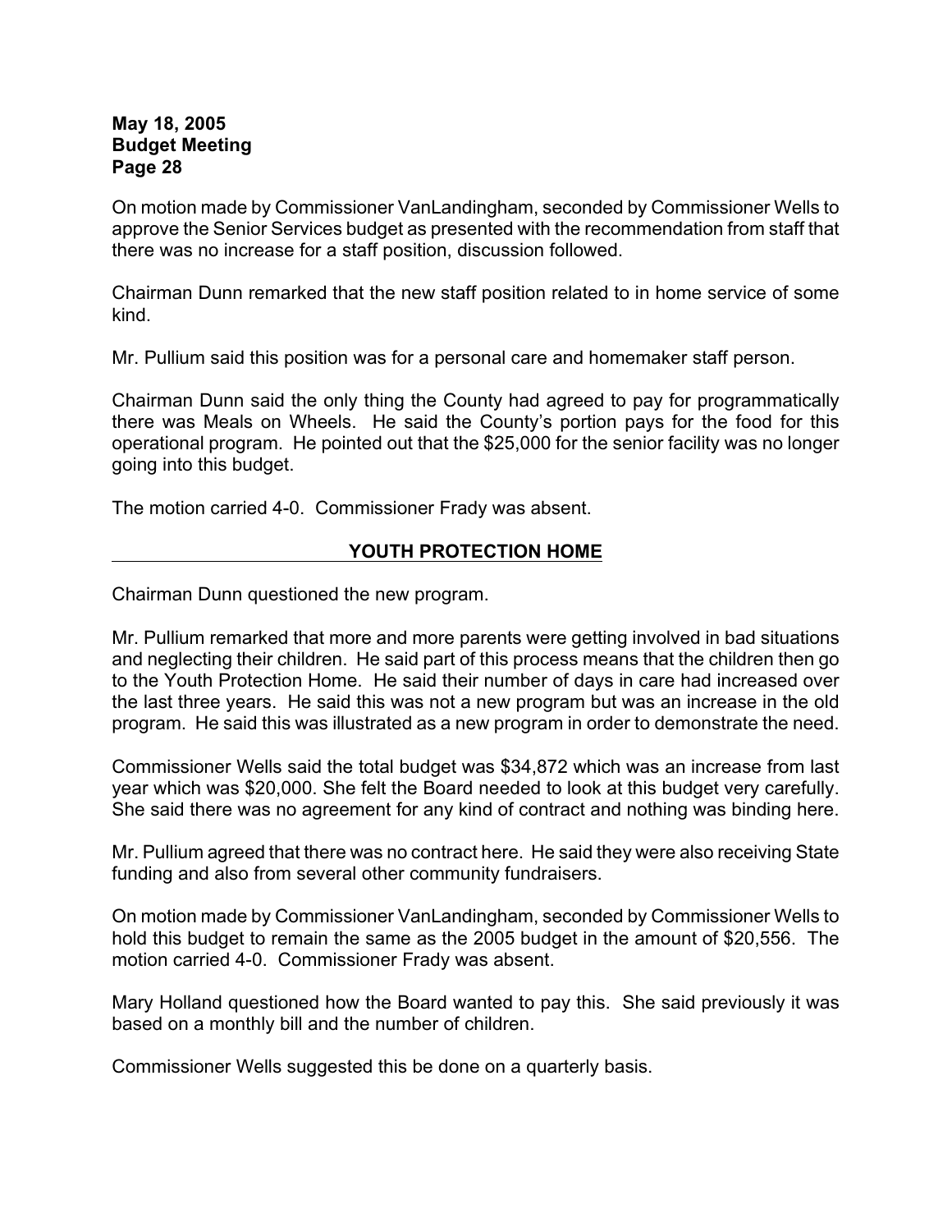On motion made by Commissioner VanLandingham, seconded by Commissioner Wells to approve the Senior Services budget as presented with the recommendation from staff that there was no increase for a staff position, discussion followed.

Chairman Dunn remarked that the new staff position related to in home service of some kind.

Mr. Pullium said this position was for a personal care and homemaker staff person.

Chairman Dunn said the only thing the County had agreed to pay for programmatically there was Meals on Wheels. He said the County's portion pays for the food for this operational program. He pointed out that the $25,000 for the senior facility was no longer going into this budget.

The motion carried 4-0. Commissioner Frady was absent.

## YOUTH PROTECTION HOME

Chairman Dunn questioned the new program.

Mr. Pullium remarked that more and more parents were getting involved in bad situations and neglecting their children. He said part of this process means that the children then go to the Youth Protection Home. He said their number of days in care had increased over the last three years. He said this was not a new program but was an increase in the old program. He said this was illustrated as a new program in order to demonstrate the need.

Commissioner Wells said the total budget was $34,872 which was an increase from last year which was $20,000. She felt the Board needed to look at this budget very carefully. She said there was no agreement for any kind of contract and nothing was binding here.

Mr. Pullium agreed that there was no contract here. He said they were also receiving State funding and also from several other community fundraisers.

On motion made by Commissioner VanLandingham, seconded by Commissioner Wells to hold this budget to remain the same as the 2005 budget in the amount of $20,556. The motion carried 4-0. Commissioner Frady was absent.

Mary Holland questioned how the Board wanted to pay this. She said previously it was based on a monthly bill and the number of children.

Commissioner Wells suggested this be done on a quarterly basis.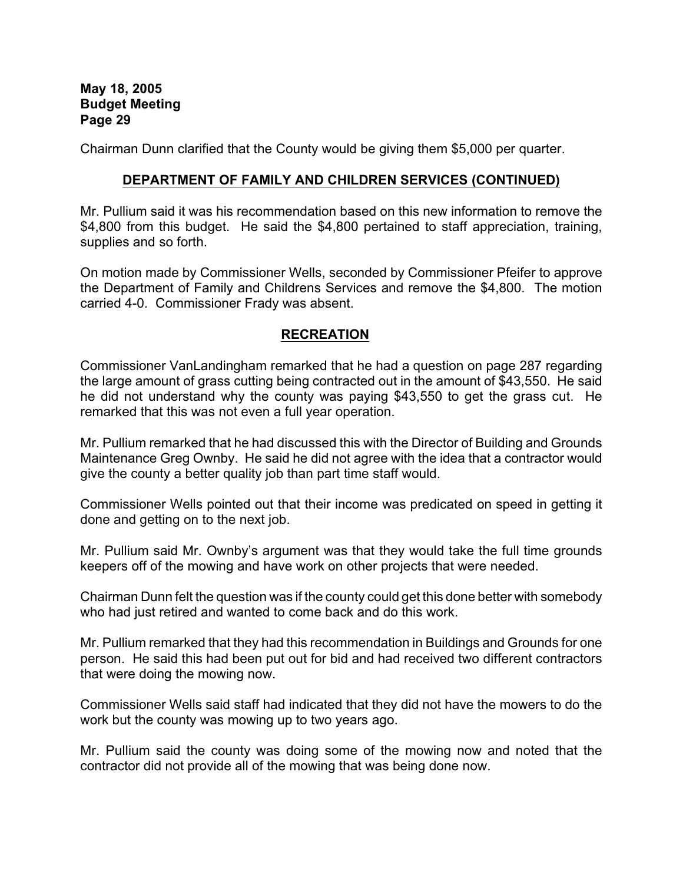Chairman Dunn clarified that the County would be giving them $5,000 per quarter.

## DEPARTMENT OF FAMILY AND CHILDREN SERVICES (CONTINUED)

Mr. Pullium said it was his recommendation based on this new information to remove the $4,800 from this budget. He said the $4,800 pertained to staff appreciation, training, supplies and so forth.

On motion made by Commissioner Wells, seconded by Commissioner Pfeifer to approve the Department of Family and Childrens Services and remove the $4,800. The motion carried 4-0. Commissioner Frady was absent.

## RECREATION

Commissioner VanLandingham remarked that he had a question on page 287 regarding the large amount of grass cutting being contracted out in the amount of $43,550. He said he did not understand why the county was paying $43,550 to get the grass cut. He remarked that this was not even a full year operation.

Mr. Pullium remarked that he had discussed this with the Director of Building and Grounds Maintenance Greg Ownby. He said he did not agree with the idea that a contractor would give the county a better quality job than part time staff would.

Commissioner Wells pointed out that their income was predicated on speed in getting it done and getting on to the next job.

Mr. Pullium said Mr. Ownby's argument was that they would take the full time grounds keepers off of the mowing and have work on other projects that were needed.

Chairman Dunn felt the question was if the county could get this done better with somebody who had just retired and wanted to come back and do this work.

Mr. Pullium remarked that they had this recommendation in Buildings and Grounds for one person. He said this had been put out for bid and had received two different contractors that were doing the mowing now.

Commissioner Wells said staff had indicated that they did not have the mowers to do the work but the county was mowing up to two years ago.

Mr. Pullium said the county was doing some of the mowing now and noted that the contractor did not provide all of the mowing that was being done now.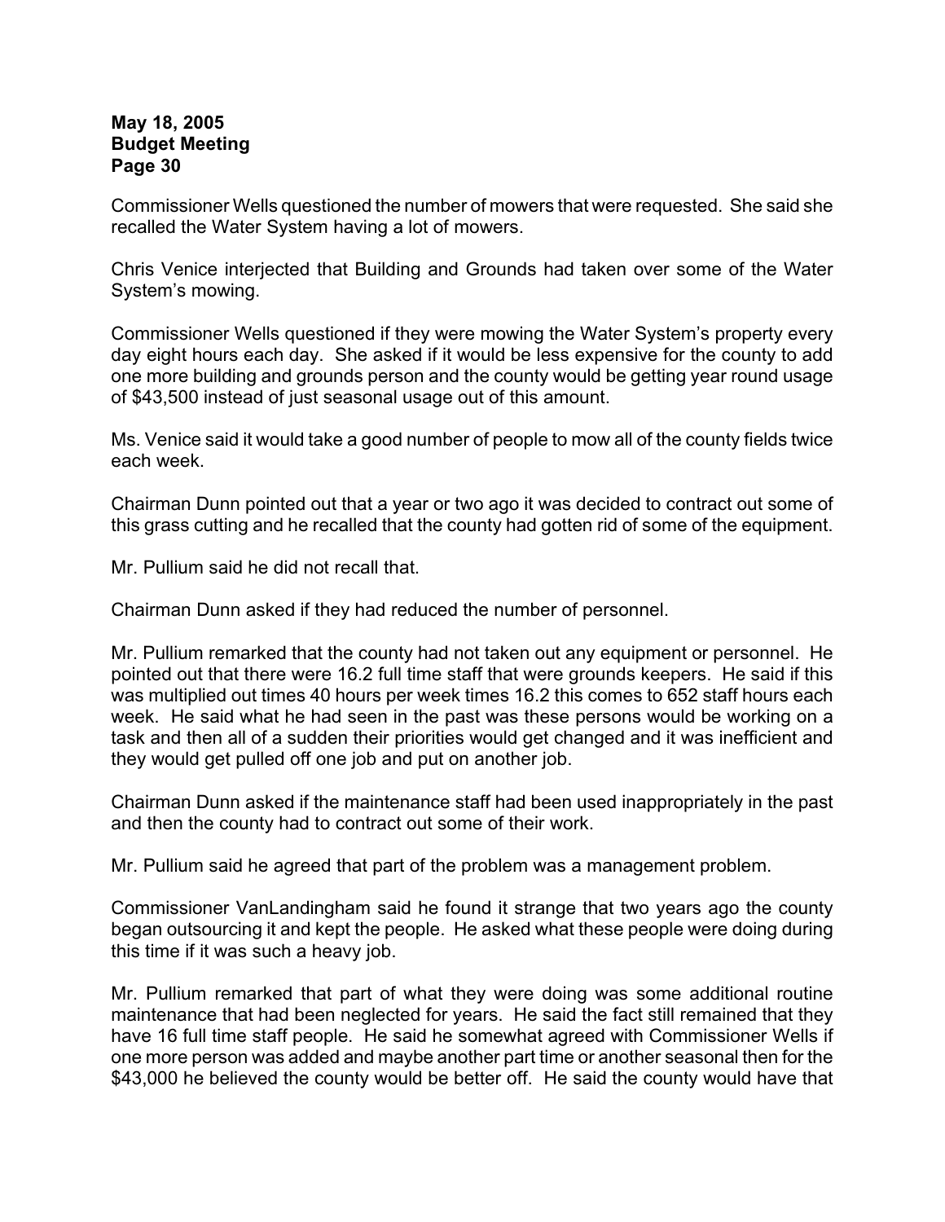Commissioner Wells questioned the number of mowers that were requested. She said she recalled the Water System having a lot of mowers.

Chris Venice interjected that Building and Grounds had taken over some of the Water System's mowing.

Commissioner Wells questioned if they were mowing the Water System's property every day eight hours each day. She asked if it would be less expensive for the county to add one more building and grounds person and the county would be getting year round usage of $43,500 instead of just seasonal usage out of this amount.

Ms. Venice said it would take a good number of people to mow all of the county fields twice each week.

Chairman Dunn pointed out that a year or two ago it was decided to contract out some of this grass cutting and he recalled that the county had gotten rid of some of the equipment.

Mr. Pullium said he did not recall that.

Chairman Dunn asked if they had reduced the number of personnel.

Mr. Pullium remarked that the county had not taken out any equipment or personnel. He pointed out that there were 16.2 full time staff that were grounds keepers. He said if this was multiplied out times 40 hours per week times 16.2 this comes to 652 staff hours each week. He said what he had seen in the past was these persons would be working on a task and then all of a sudden their priorities would get changed and it was inefficient and they would get pulled off one job and put on another job.

Chairman Dunn asked if the maintenance staff had been used inappropriately in the past and then the county had to contract out some of their work.

Mr. Pullium said he agreed that part of the problem was a management problem.

Commissioner VanLandingham said he found it strange that two years ago the county began outsourcing it and kept the people. He asked what these people were doing during this time if it was such a heavy job.

Mr. Pullium remarked that part of what they were doing was some additional routine maintenance that had been neglected for years. He said the fact still remained that they have 16 full time staff people. He said he somewhat agreed with Commissioner Wells if one more person was added and maybe another part time or another seasonal then for the $43,000 he believed the county would be better off. He said the county would have that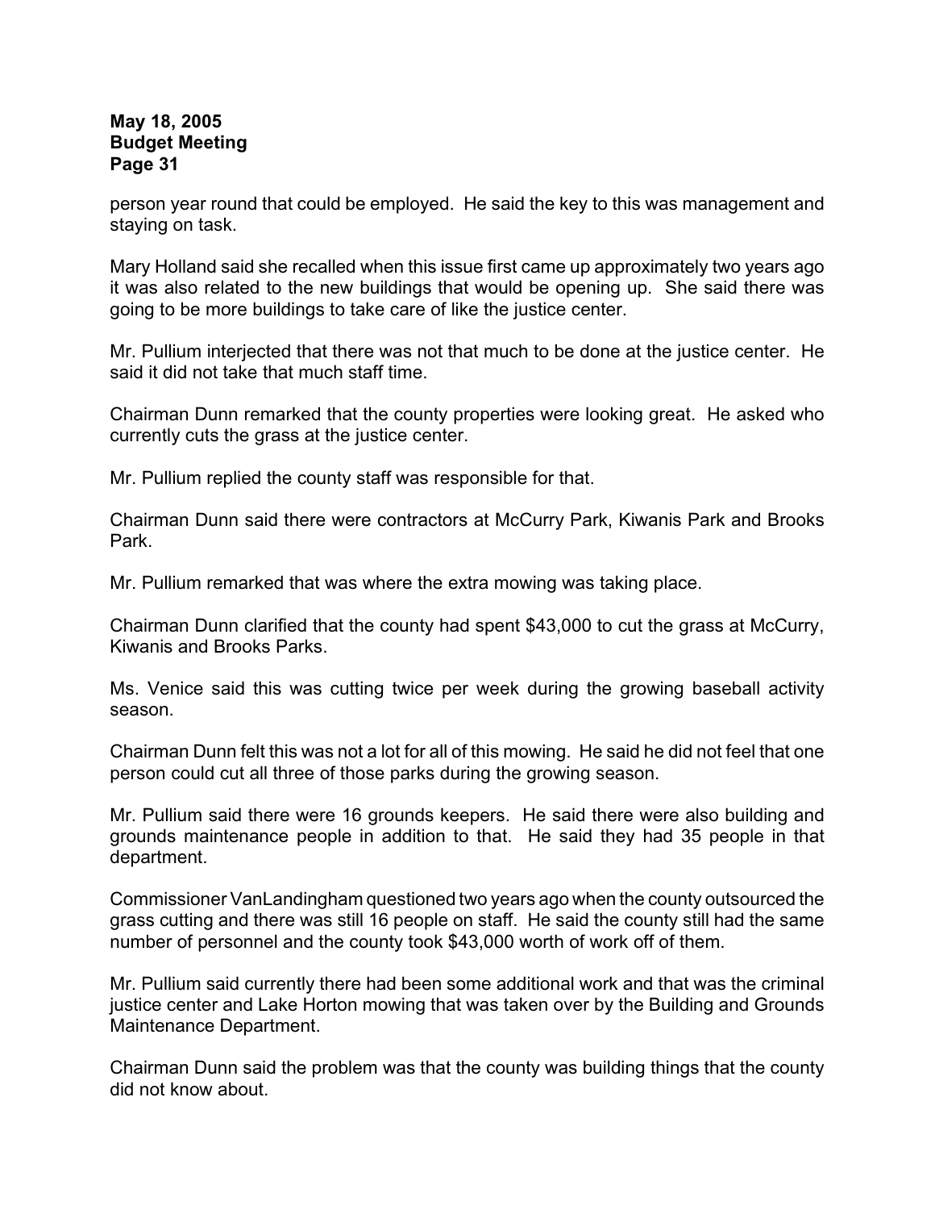person year round that could be employed. He said the key to this was management and staying on task.

Mary Holland said she recalled when this issue first came up approximately two years ago it was also related to the new buildings that would be opening up. She said there was going to be more buildings to take care of like the justice center.

Mr. Pullium interjected that there was not that much to be done at the justice center. He said it did not take that much staff time.

Chairman Dunn remarked that the county properties were looking great. He asked who currently cuts the grass at the justice center.

Mr. Pullium replied the county staff was responsible for that.

Chairman Dunn said there were contractors at McCurry Park, Kiwanis Park and Brooks Park.

Mr. Pullium remarked that was where the extra mowing was taking place.

Chairman Dunn clarified that the county had spent $43,000 to cut the grass at McCurry, Kiwanis and Brooks Parks.

Ms. Venice said this was cutting twice per week during the growing baseball activity season.

Chairman Dunn felt this was not a lot for all of this mowing. He said he did not feel that one person could cut all three of those parks during the growing season.

Mr. Pullium said there were 16 grounds keepers. He said there were also building and grounds maintenance people in addition to that. He said they had 35 people in that department.

Commissioner VanLandingham questioned two years ago when the county outsourced the grass cutting and there was still 16 people on staff. He said the county still had the same number of personnel and the county took $43,000 worth of work off of them.

Mr. Pullium said currently there had been some additional work and that was the criminal justice center and Lake Horton mowing that was taken over by the Building and Grounds Maintenance Department.

Chairman Dunn said the problem was that the county was building things that the county did not know about.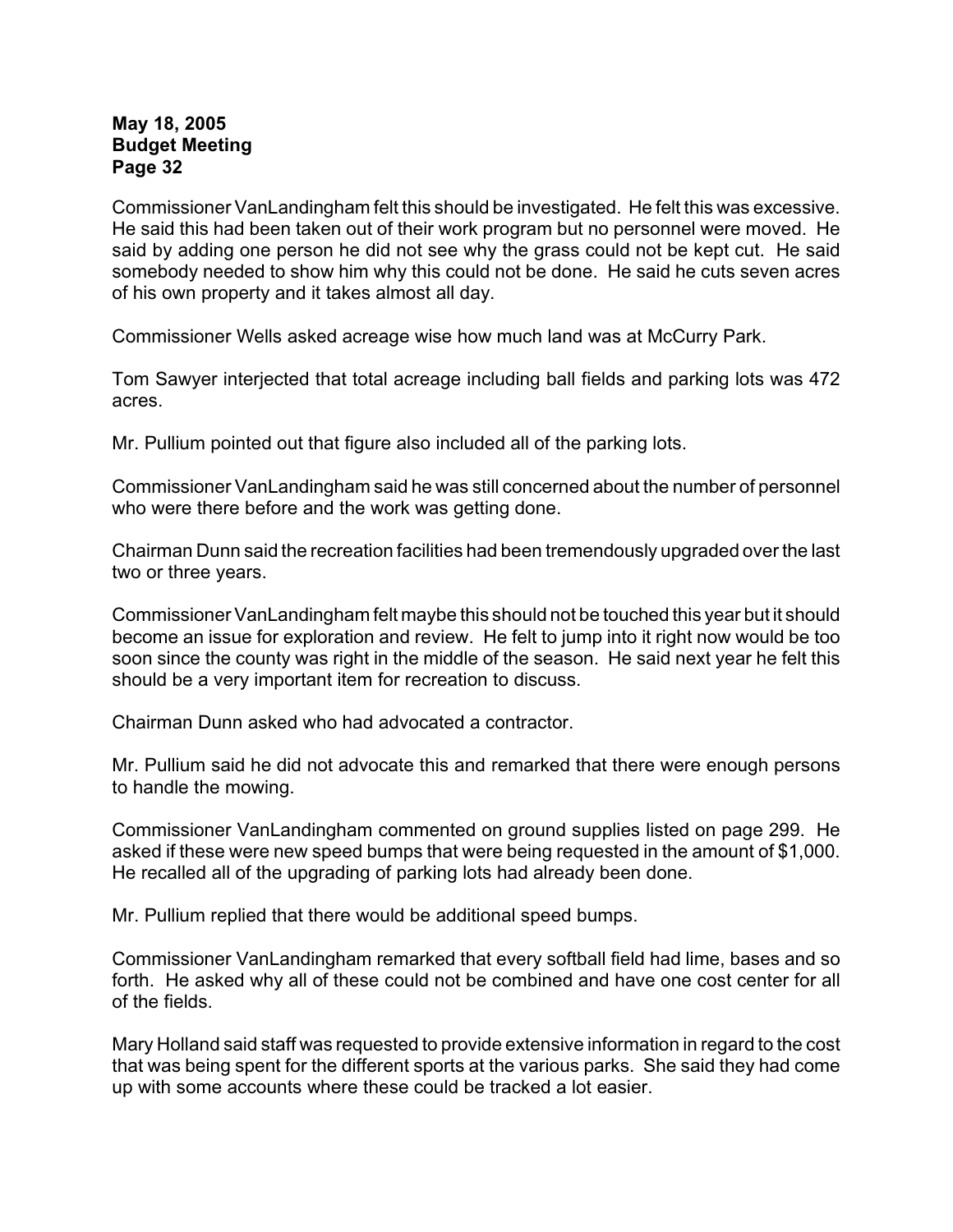Commissioner VanLandingham felt this should be investigated. He felt this was excessive. He said this had been taken out of their work program but no personnel were moved. He said by adding one person he did not see why the grass could not be kept cut. He said somebody needed to show him why this could not be done. He said he cuts seven acres of his own property and it takes almost all day.

Commissioner Wells asked acreage wise how much land was at McCurry Park.

Tom Sawyer interjected that total acreage including ball fields and parking lots was 472 acres.

Mr. Pullium pointed out that figure also included all of the parking lots.

Commissioner VanLandingham said he was still concerned about the number of personnel who were there before and the work was getting done.

Chairman Dunn said the recreation facilities had been tremendously upgraded over the last two or three years.

Commissioner VanLandingham felt maybe this should not be touched this year but it should become an issue for exploration and review. He felt to jump into it right now would be too soon since the county was right in the middle of the season. He said next year he felt this should be a very important item for recreation to discuss.

Chairman Dunn asked who had advocated a contractor.

Mr. Pullium said he did not advocate this and remarked that there were enough persons to handle the mowing.

Commissioner VanLandingham commented on ground supplies listed on page 299. He asked if these were new speed bumps that were being requested in the amount of $1,000. He recalled all of the upgrading of parking lots had already been done.

Mr. Pullium replied that there would be additional speed bumps.

Commissioner VanLandingham remarked that every softball field had lime, bases and so forth. He asked why all of these could not be combined and have one cost center for all of the fields.

Mary Holland said staff was requested to provide extensive information in regard to the cost that was being spent for the different sports at the various parks. She said they had come up with some accounts where these could be tracked a lot easier.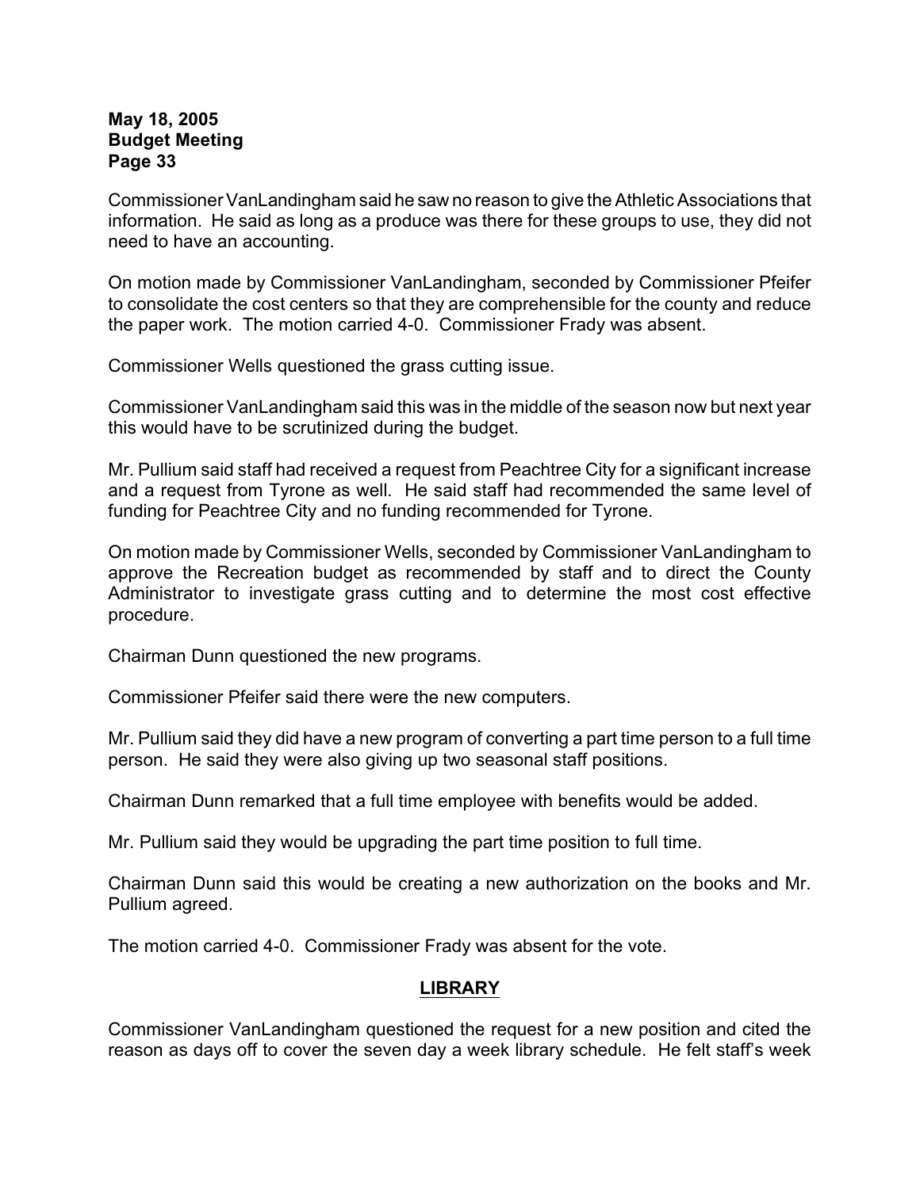Commissioner VanLandingham said he saw no reason to give the Athletic Associations that information. He said as long as a produce was there for these groups to use, they did not need to have an accounting.

On motion made by Commissioner VanLandingham, seconded by Commissioner Pfeifer to consolidate the cost centers so that they are comprehensible for the county and reduce the paper work. The motion carried 4-0. Commissioner Frady was absent.

Commissioner Wells questioned the grass cutting issue.

Commissioner VanLandingham said this was in the middle of the season now but next year this would have to be scrutinized during the budget.

Mr. Pullium said staff had received a request from Peachtree City for a significant increase and a request from Tyrone as well. He said staff had recommended the same level of funding for Peachtree City and no funding recommended for Tyrone.

On motion made by Commissioner Wells, seconded by Commissioner VanLandingham to approve the Recreation budget as recommended by staff and to direct the County Administrator to investigate grass cutting and to determine the most cost effective procedure.

Chairman Dunn questioned the new programs.

Commissioner Pfeifer said there were the new computers.

Mr. Pullium said they did have a new program of converting a part time person to a full time person. He said they were also giving up two seasonal staff positions.

Chairman Dunn remarked that a full time employee with benefits would be added.

Mr. Pullium said they would be upgrading the part time position to full time.

Chairman Dunn said this would be creating a new authorization on the books and Mr. Pullium agreed.

The motion carried 4-0. Commissioner Frady was absent for the vote.

## LIBRARY

Commissioner VanLandingham questioned the request for a new position and cited the reason as days off to cover the seven day a week library schedule. He felt staff's week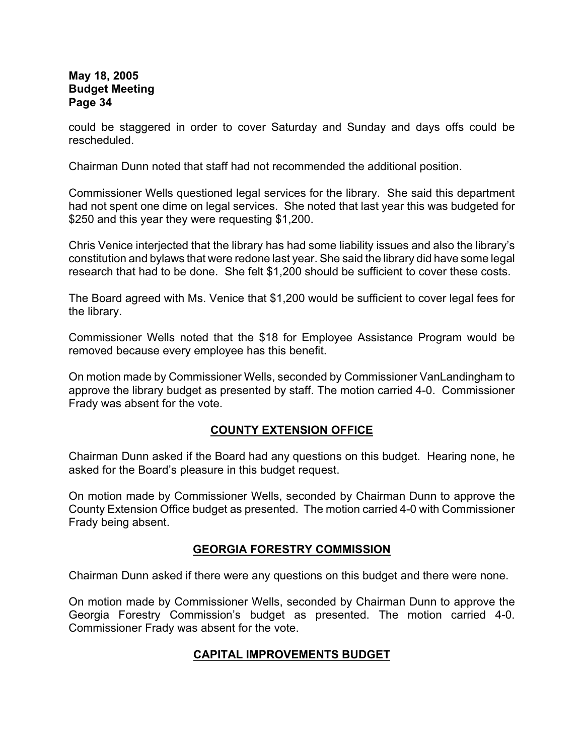could be staggered in order to cover Saturday and Sunday and days offs could be rescheduled.

Chairman Dunn noted that staff had not recommended the additional position.

Commissioner Wells questioned legal services for the library. She said this department had not spent one dime on legal services. She noted that last year this was budgeted for $250 and this year they were requesting $1,200.

Chris Venice interjected that the library has had some liability issues and also the library's constitution and bylaws that were redone last year. She said the library did have some legal research that had to be done. She felt $1,200 should be sufficient to cover these costs.

The Board agreed with Ms. Venice that $1,200 would be sufficient to cover legal fees for the library.

Commissioner Wells noted that the $18 for Employee Assistance Program would be removed because every employee has this benefit.

On motion made by Commissioner Wells, seconded by Commissioner VanLandingham to approve the library budget as presented by staff. The motion carried 4-0. Commissioner Frady was absent for the vote.

## COUNTY EXTENSION OFFICE

Chairman Dunn asked if the Board had any questions on this budget. Hearing none, he asked for the Board's pleasure in this budget request.

On motion made by Commissioner Wells, seconded by Chairman Dunn to approve the County Extension Office budget as presented. The motion carried 4-0 with Commissioner Frady being absent.

## GEORGIA FORESTRY COMMISSION

Chairman Dunn asked if there were any questions on this budget and there were none.

On motion made by Commissioner Wells, seconded by Chairman Dunn to approve the Georgia Forestry Commission's budget as presented. The motion carried 4-0. Commissioner Frady was absent for the vote.

## CAPITAL IMPROVEMENTS BUDGET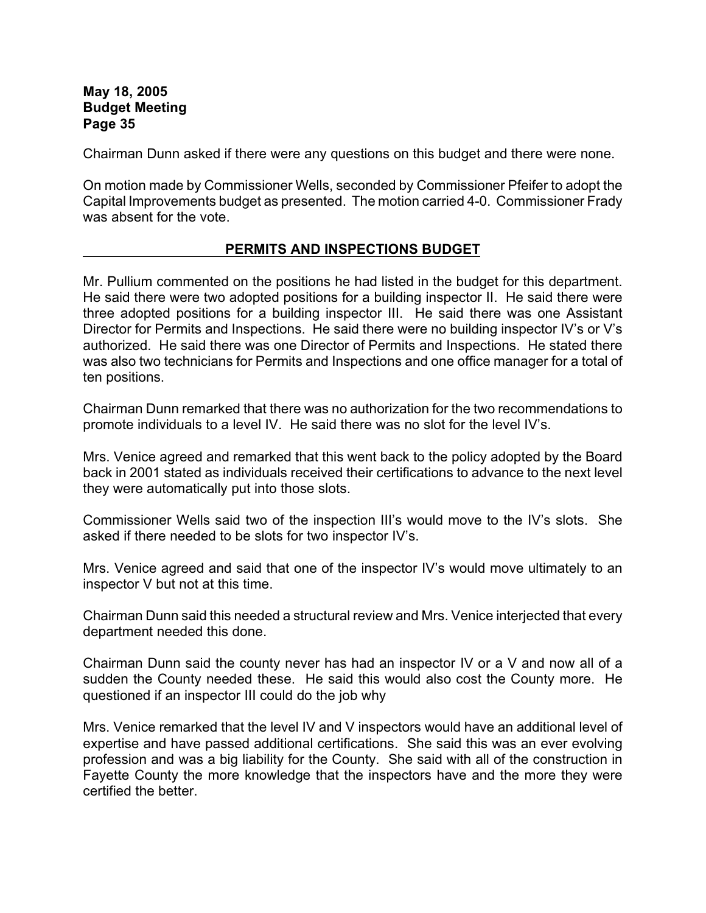Chairman Dunn asked if there were any questions on this budget and there were none.

On motion made by Commissioner Wells, seconded by Commissioner Pfeifer to adopt the Capital Improvements budget as presented. The motion carried 4-0. Commissioner Frady was absent for the vote.

## PERMITS AND INSPECTIONS BUDGET

Mr. Pullium commented on the positions he had listed in the budget for this department. He said there were two adopted positions for a building inspector II. He said there were three adopted positions for a building inspector III. He said there was one Assistant Director for Permits and Inspections. He said there were no building inspector IV's or V's authorized. He said there was one Director of Permits and Inspections. He stated there was also two technicians for Permits and Inspections and one office manager for a total of ten positions.

Chairman Dunn remarked that there was no authorization for the two recommendations to promote individuals to a level IV. He said there was no slot for the level IV's.

Mrs. Venice agreed and remarked that this went back to the policy adopted by the Board back in 2001 stated as individuals received their certifications to advance to the next level they were automatically put into those slots.

Commissioner Wells said two of the inspection III's would move to the IV's slots. She asked if there needed to be slots for two inspector IV's.

Mrs. Venice agreed and said that one of the inspector IV's would move ultimately to an inspector V but not at this time.

Chairman Dunn said this needed a structural review and Mrs. Venice interjected that every department needed this done.

Chairman Dunn said the county never has had an inspector IV or a V and now all of a sudden the County needed these. He said this would also cost the County more. He questioned if an inspector III could do the job why

Mrs. Venice remarked that the level IV and V inspectors would have an additional level of expertise and have passed additional certifications. She said this was an ever evolving profession and was a big liability for the County. She said with all of the construction in Fayette County the more knowledge that the inspectors have and the more they were certified the better.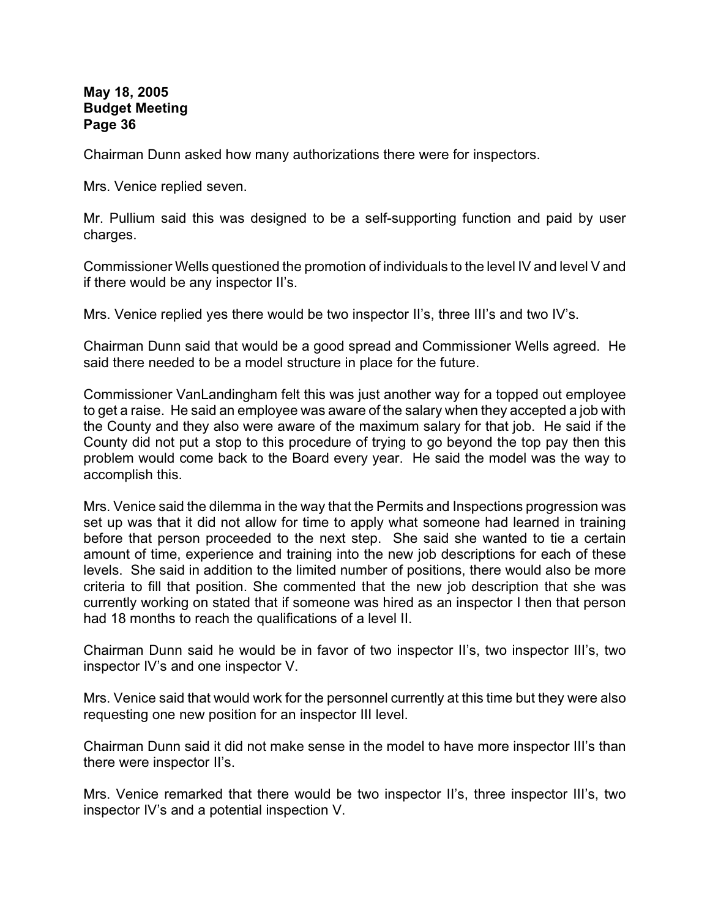Chairman Dunn asked how many authorizations there were for inspectors.

Mrs. Venice replied seven.

Mr. Pullium said this was designed to be a self-supporting function and paid by user charges.

Commissioner Wells questioned the promotion of individuals to the level IV and level V and if there would be any inspector II's.

Mrs. Venice replied yes there would be two inspector II's, three III's and two IV's.

Chairman Dunn said that would be a good spread and Commissioner Wells agreed. He said there needed to be a model structure in place for the future.

Commissioner VanLandingham felt this was just another way for a topped out employee to get a raise. He said an employee was aware of the salary when they accepted a job with the County and they also were aware of the maximum salary for that job. He said if the County did not put a stop to this procedure of trying to go beyond the top pay then this problem would come back to the Board every year. He said the model was the way to accomplish this.

Mrs. Venice said the dilemma in the way that the Permits and Inspections progression was set up was that it did not allow for time to apply what someone had learned in training before that person proceeded to the next step. She said she wanted to tie a certain amount of time, experience and training into the new job descriptions for each of these levels. She said in addition to the limited number of positions, there would also be more criteria to fill that position. She commented that the new job description that she was currently working on stated that if someone was hired as an inspector I then that person had 18 months to reach the qualifications of a level II.

Chairman Dunn said he would be in favor of two inspector II's, two inspector III's, two inspector IV's and one inspector V.

Mrs. Venice said that would work for the personnel currently at this time but they were also requesting one new position for an inspector III level.

Chairman Dunn said it did not make sense in the model to have more inspector III's than there were inspector II's.

Mrs. Venice remarked that there would be two inspector II's, three inspector III's, two inspector IV's and a potential inspection V.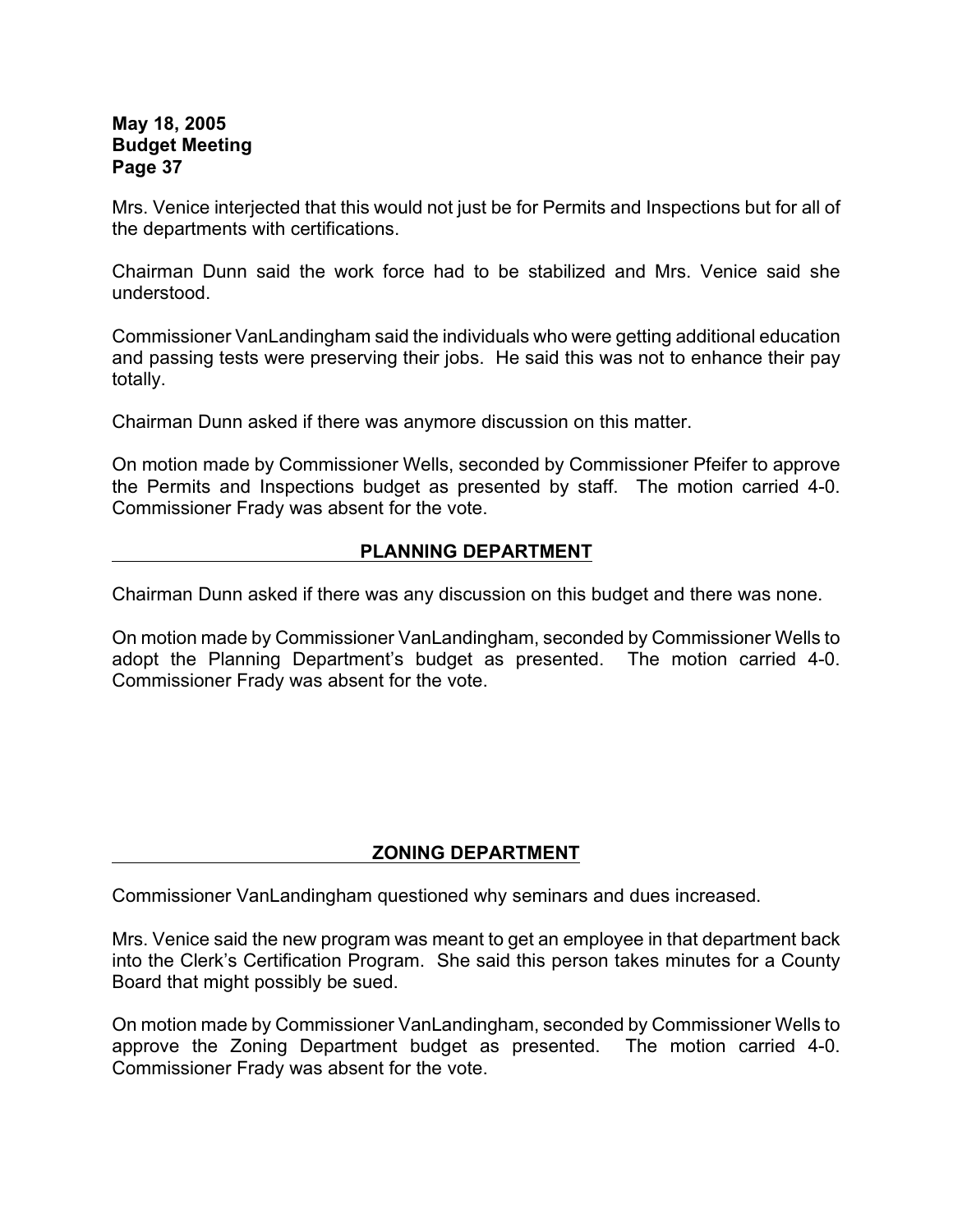Mrs. Venice interjected that this would not just be for Permits and Inspections but for all of the departments with certifications.

Chairman Dunn said the work force had to be stabilized and Mrs. Venice said she understood.

Commissioner VanLandingham said the individuals who were getting additional education and passing tests were preserving their jobs. He said this was not to enhance their pay totally.

Chairman Dunn asked if there was anymore discussion on this matter.

On motion made by Commissioner Wells, seconded by Commissioner Pfeifer to approve the Permits and Inspections budget as presented by staff. The motion carried 4-0. Commissioner Frady was absent for the vote.

## PLANNING DEPARTMENT

Chairman Dunn asked if there was any discussion on this budget and there was none.

On motion made by Commissioner VanLandingham, seconded by Commissioner Wells to adopt the Planning Department's budget as presented. The motion carried 4-0. Commissioner Frady was absent for the vote.

## ZONING DEPARTMENT

Commissioner VanLandingham questioned why seminars and dues increased.

Mrs. Venice said the new program was meant to get an employee in that department back into the Clerk's Certification Program. She said this person takes minutes for a County Board that might possibly be sued.

On motion made by Commissioner VanLandingham, seconded by Commissioner Wells to approve the Zoning Department budget as presented. The motion carried 4-0. Commissioner Frady was absent for the vote.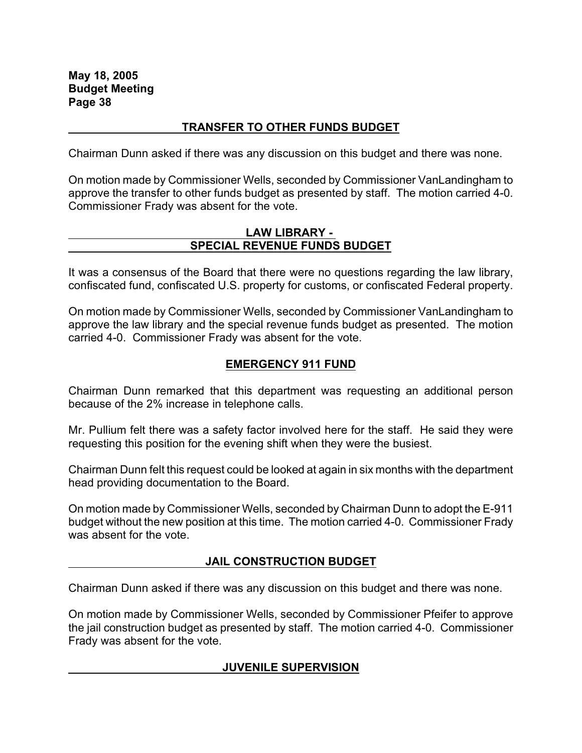## TRANSFER TO OTHER FUNDS BUDGET

Chairman Dunn asked if there was any discussion on this budget and there was none.

On motion made by Commissioner Wells, seconded by Commissioner VanLandingham to approve the transfer to other funds budget as presented by staff. The motion carried 4-0. Commissioner Frady was absent for the vote.

## LAW LIBRARY - SPECIAL REVENUE FUNDS BUDGET

It was a consensus of the Board that there were no questions regarding the law library, confiscated fund, confiscated U.S. property for customs, or confiscated Federal property.

On motion made by Commissioner Wells, seconded by Commissioner VanLandingham to approve the law library and the special revenue funds budget as presented. The motion carried 4-0. Commissioner Frady was absent for the vote.

## EMERGENCY 911 FUND

Chairman Dunn remarked that this department was requesting an additional person because of the 2% increase in telephone calls.

Mr. Pullium felt there was a safety factor involved here for the staff. He said they were requesting this position for the evening shift when they were the busiest.

Chairman Dunn felt this request could be looked at again in six months with the department head providing documentation to the Board.

On motion made by Commissioner Wells, seconded by Chairman Dunn to adopt the E-911 budget without the new position at this time. The motion carried 4-0. Commissioner Frady was absent for the vote.

## JAIL CONSTRUCTION BUDGET

Chairman Dunn asked if there was any discussion on this budget and there was none.

On motion made by Commissioner Wells, seconded by Commissioner Pfeifer to approve the jail construction budget as presented by staff. The motion carried 4-0. Commissioner Frady was absent for the vote.

## JUVENILE SUPERVISION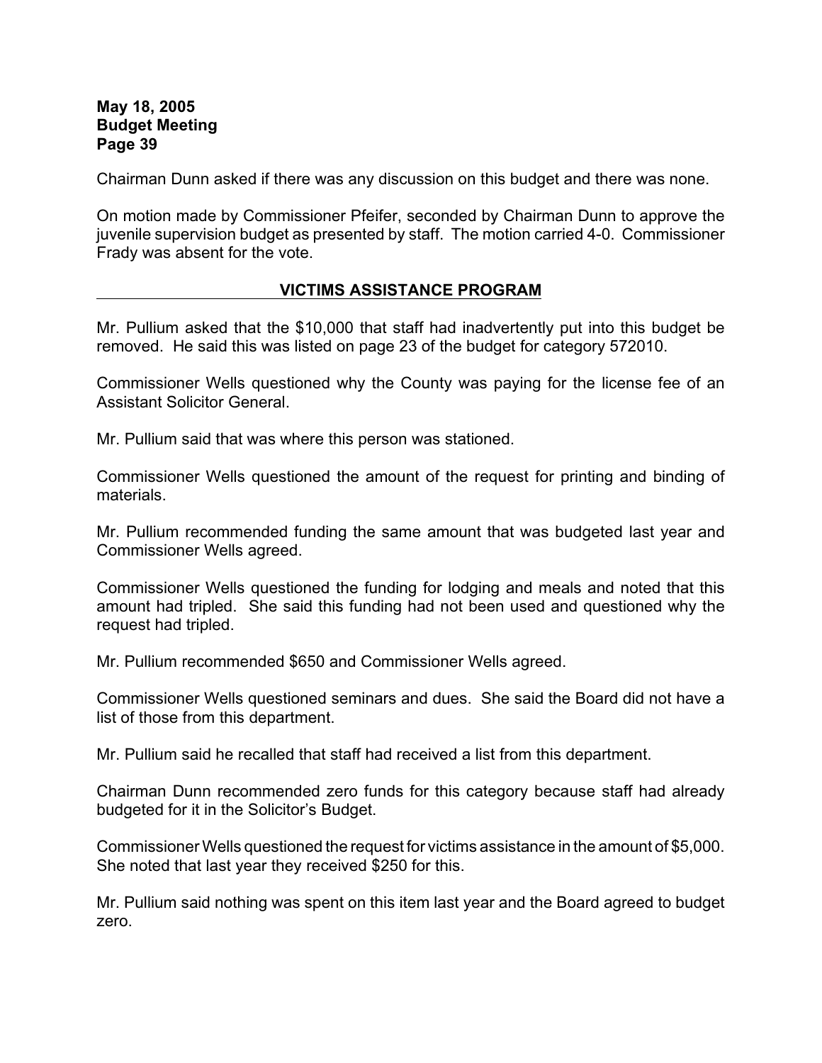Chairman Dunn asked if there was any discussion on this budget and there was none.

On motion made by Commissioner Pfeifer, seconded by Chairman Dunn to approve the juvenile supervision budget as presented by staff. The motion carried 4-0. Commissioner Frady was absent for the vote.

## VICTIMS ASSISTANCE PROGRAM

Mr. Pullium asked that the $10,000 that staff had inadvertently put into this budget be removed. He said this was listed on page 23 of the budget for category 572010.

Commissioner Wells questioned why the County was paying for the license fee of an Assistant Solicitor General.

Mr. Pullium said that was where this person was stationed.

Commissioner Wells questioned the amount of the request for printing and binding of materials.

Mr. Pullium recommended funding the same amount that was budgeted last year and Commissioner Wells agreed.

Commissioner Wells questioned the funding for lodging and meals and noted that this amount had tripled. She said this funding had not been used and questioned why the request had tripled.

Mr. Pullium recommended $650 and Commissioner Wells agreed.

Commissioner Wells questioned seminars and dues. She said the Board did not have a list of those from this department.

Mr. Pullium said he recalled that staff had received a list from this department.

Chairman Dunn recommended zero funds for this category because staff had already budgeted for it in the Solicitor's Budget.

Commissioner Wells questioned the request for victims assistance in the amount of $5,000. She noted that last year they received $250 for this.

Mr. Pullium said nothing was spent on this item last year and the Board agreed to budget zero.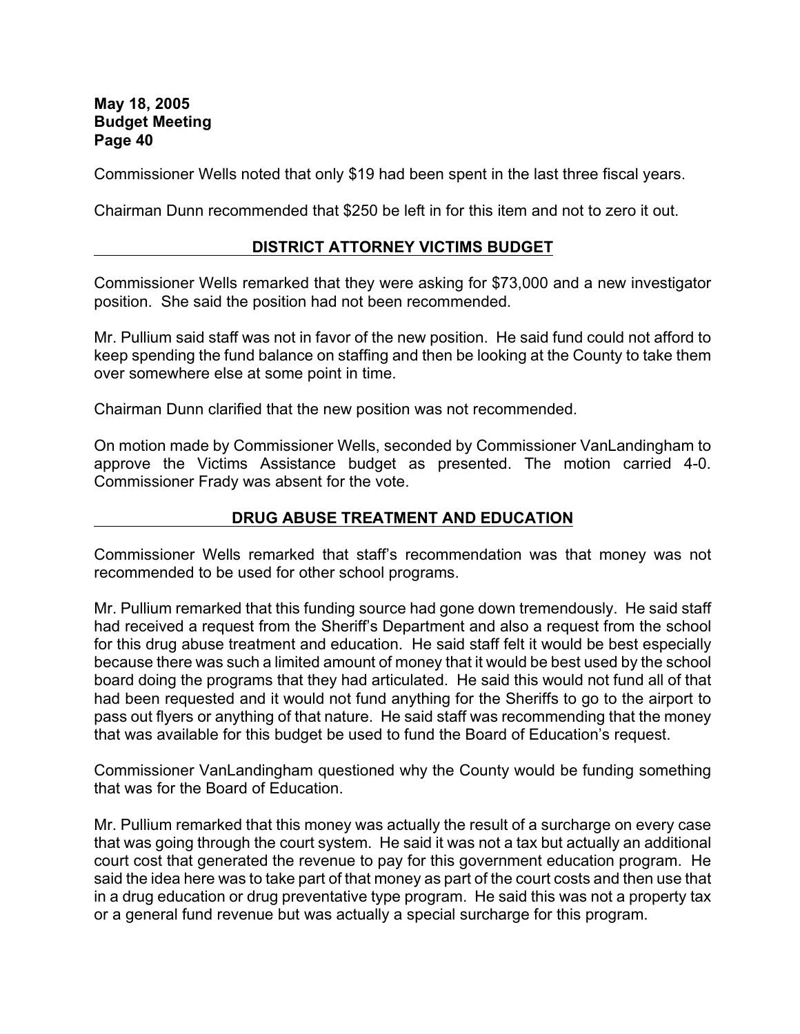Commissioner Wells noted that only $19 had been spent in the last three fiscal years.

Chairman Dunn recommended that $250 be left in for this item and not to zero it out.

## DISTRICT ATTORNEY VICTIMS BUDGET

Commissioner Wells remarked that they were asking for $73,000 and a new investigator position. She said the position had not been recommended.

Mr. Pullium said staff was not in favor of the new position. He said fund could not afford to keep spending the fund balance on staffing and then be looking at the County to take them over somewhere else at some point in time.

Chairman Dunn clarified that the new position was not recommended.

On motion made by Commissioner Wells, seconded by Commissioner VanLandingham to approve the Victims Assistance budget as presented. The motion carried 4-0. Commissioner Frady was absent for the vote.

## DRUG ABUSE TREATMENT AND EDUCATION

Commissioner Wells remarked that staff's recommendation was that money was not recommended to be used for other school programs.

Mr. Pullium remarked that this funding source had gone down tremendously. He said staff had received a request from the Sheriff's Department and also a request from the school for this drug abuse treatment and education. He said staff felt it would be best especially because there was such a limited amount of money that it would be best used by the school board doing the programs that they had articulated. He said this would not fund all of that had been requested and it would not fund anything for the Sheriffs to go to the airport to pass out flyers or anything of that nature. He said staff was recommending that the money that was available for this budget be used to fund the Board of Education's request.

Commissioner VanLandingham questioned why the County would be funding something that was for the Board of Education.

Mr. Pullium remarked that this money was actually the result of a surcharge on every case that was going through the court system. He said it was not a tax but actually an additional court cost that generated the revenue to pay for this government education program. He said the idea here was to take part of that money as part of the court costs and then use that in a drug education or drug preventative type program. He said this was not a property tax or a general fund revenue but was actually a special surcharge for this program.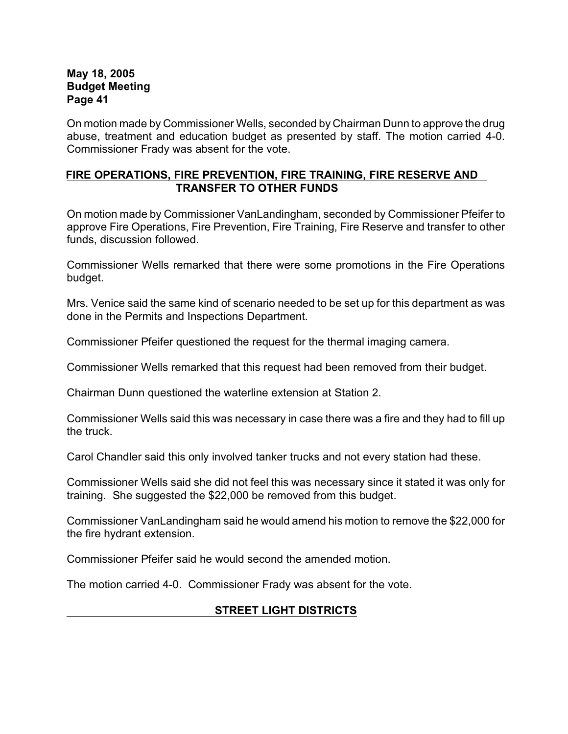On motion made by Commissioner Wells, seconded by Chairman Dunn to approve the drug abuse, treatment and education budget as presented by staff. The motion carried 4-0. Commissioner Frady was absent for the vote.

## FIRE OPERATIONS, FIRE PREVENTION, FIRE TRAINING, FIRE RESERVE AND TRANSFER TO OTHER FUNDS

On motion made by Commissioner VanLandingham, seconded by Commissioner Pfeifer to approve Fire Operations, Fire Prevention, Fire Training, Fire Reserve and transfer to other funds, discussion followed.

Commissioner Wells remarked that there were some promotions in the Fire Operations budget.

Mrs. Venice said the same kind of scenario needed to be set up for this department as was done in the Permits and Inspections Department.

Commissioner Pfeifer questioned the request for the thermal imaging camera.

Commissioner Wells remarked that this request had been removed from their budget.

Chairman Dunn questioned the waterline extension at Station 2.

Commissioner Wells said this was necessary in case there was a fire and they had to fill up the truck.

Carol Chandler said this only involved tanker trucks and not every station had these.

Commissioner Wells said she did not feel this was necessary since it stated it was only for training. She suggested the $22,000 be removed from this budget.

Commissioner VanLandingham said he would amend his motion to remove the $22,000 for the fire hydrant extension.

Commissioner Pfeifer said he would second the amended motion.

The motion carried 4-0. Commissioner Frady was absent for the vote.

## STREET LIGHT DISTRICTS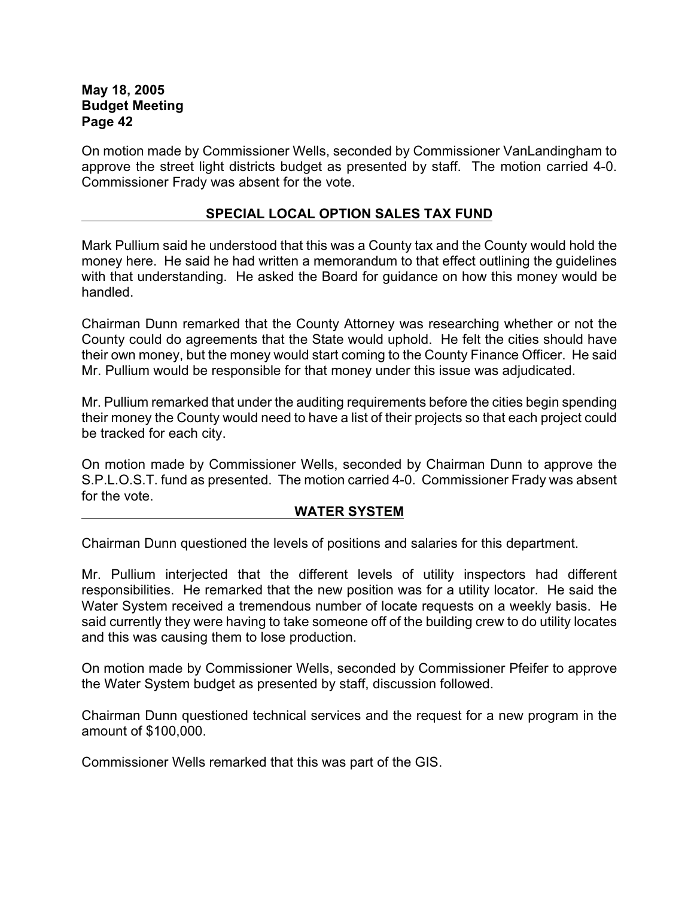On motion made by Commissioner Wells, seconded by Commissioner VanLandingham to approve the street light districts budget as presented by staff. The motion carried 4-0. Commissioner Frady was absent for the vote.

## SPECIAL LOCAL OPTION SALES TAX FUND

Mark Pullium said he understood that this was a County tax and the County would hold the money here. He said he had written a memorandum to that effect outlining the guidelines with that understanding. He asked the Board for guidance on how this money would be handled.

Chairman Dunn remarked that the County Attorney was researching whether or not the County could do agreements that the State would uphold. He felt the cities should have their own money, but the money would start coming to the County Finance Officer. He said Mr. Pullium would be responsible for that money under this issue was adjudicated.

Mr. Pullium remarked that under the auditing requirements before the cities begin spending their money the County would need to have a list of their projects so that each project could be tracked for each city.

On motion made by Commissioner Wells, seconded by Chairman Dunn to approve the S.P.L.O.S.T. fund as presented. The motion carried 4-0. Commissioner Frady was absent for the vote.

## WATER SYSTEM

Chairman Dunn questioned the levels of positions and salaries for this department.

Mr. Pullium interjected that the different levels of utility inspectors had different responsibilities. He remarked that the new position was for a utility locator. He said the Water System received a tremendous number of locate requests on a weekly basis. He said currently they were having to take someone off of the building crew to do utility locates and this was causing them to lose production.

On motion made by Commissioner Wells, seconded by Commissioner Pfeifer to approve the Water System budget as presented by staff, discussion followed.

Chairman Dunn questioned technical services and the request for a new program in the amount of $100,000.

Commissioner Wells remarked that this was part of the GIS.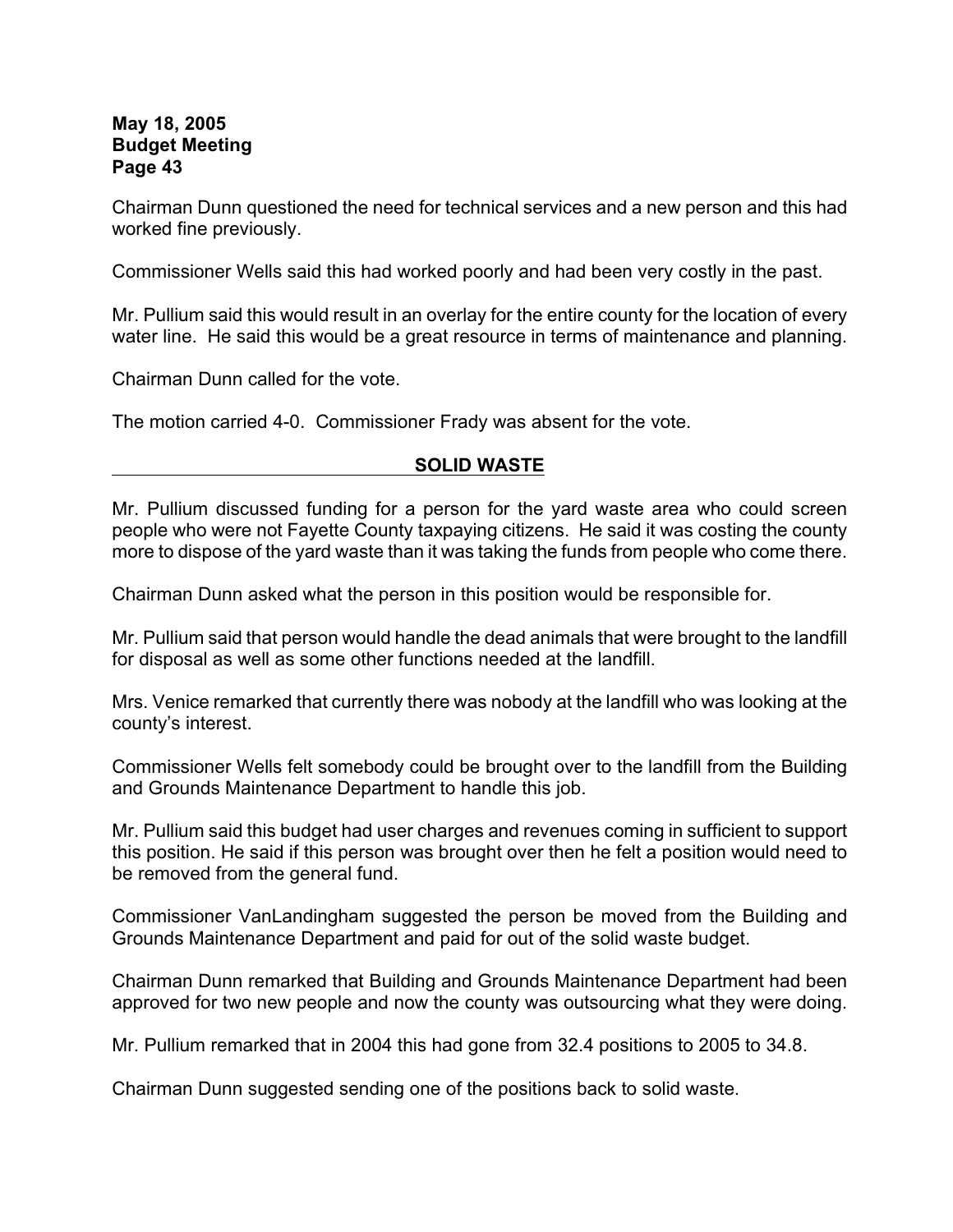Chairman Dunn questioned the need for technical services and a new person and this had worked fine previously.

Commissioner Wells said this had worked poorly and had been very costly in the past.

Mr. Pullium said this would result in an overlay for the entire county for the location of every water line. He said this would be a great resource in terms of maintenance and planning.

Chairman Dunn called for the vote.

The motion carried 4-0. Commissioner Frady was absent for the vote.

## SOLID WASTE

Mr. Pullium discussed funding for a person for the yard waste area who could screen people who were not Fayette County taxpaying citizens. He said it was costing the county more to dispose of the yard waste than it was taking the funds from people who come there.

Chairman Dunn asked what the person in this position would be responsible for.

Mr. Pullium said that person would handle the dead animals that were brought to the landfill for disposal as well as some other functions needed at the landfill.

Mrs. Venice remarked that currently there was nobody at the landfill who was looking at the county's interest.

Commissioner Wells felt somebody could be brought over to the landfill from the Building and Grounds Maintenance Department to handle this job.

Mr. Pullium said this budget had user charges and revenues coming in sufficient to support this position. He said if this person was brought over then he felt a position would need to be removed from the general fund.

Commissioner VanLandingham suggested the person be moved from the Building and Grounds Maintenance Department and paid for out of the solid waste budget.

Chairman Dunn remarked that Building and Grounds Maintenance Department had been approved for two new people and now the county was outsourcing what they were doing.

Mr. Pullium remarked that in 2004 this had gone from 32.4 positions to 2005 to 34.8.

Chairman Dunn suggested sending one of the positions back to solid waste.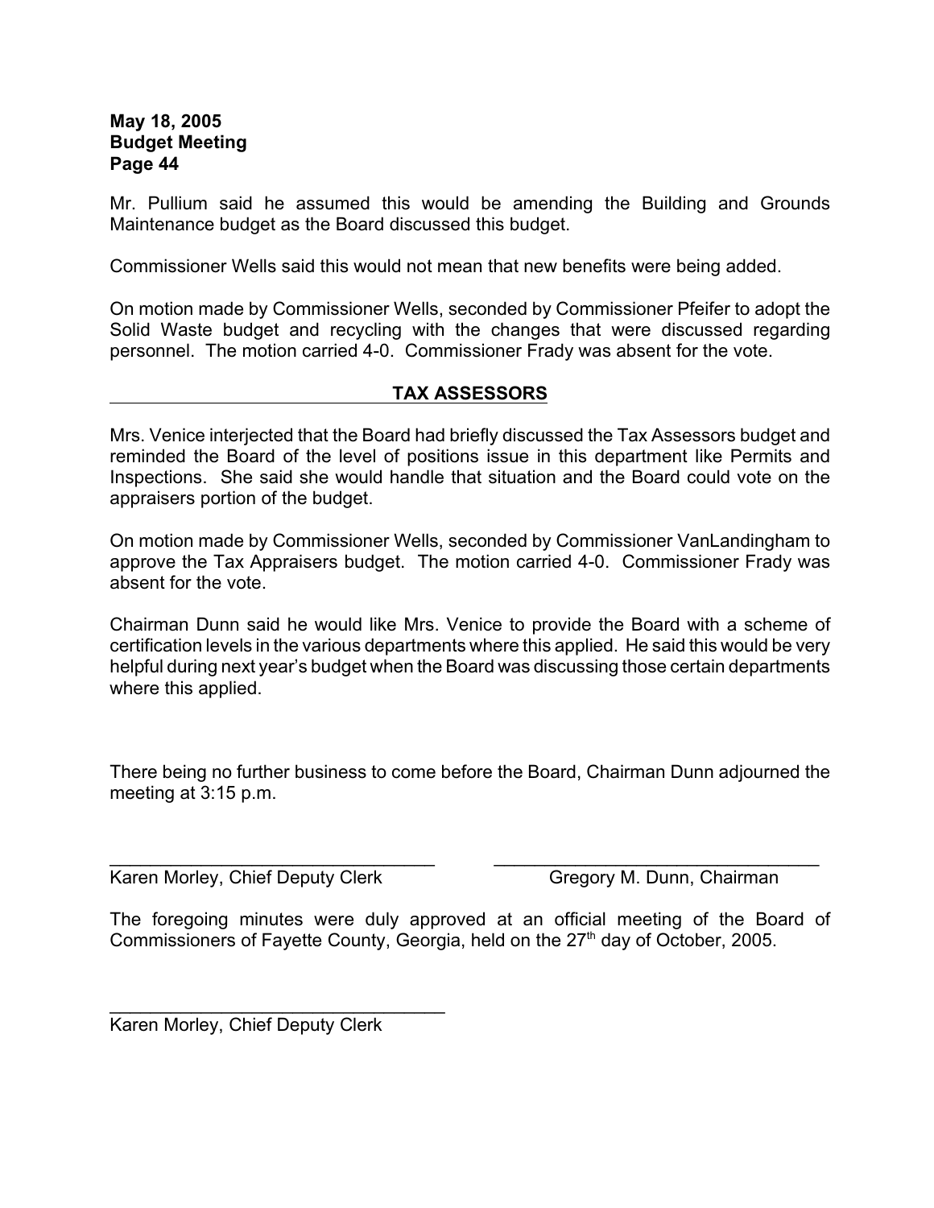Mr. Pullium said he assumed this would be amending the Building and Grounds Maintenance budget as the Board discussed this budget.

Commissioner Wells said this would not mean that new benefits were being added.

On motion made by Commissioner Wells, seconded by Commissioner Pfeifer to adopt the Solid Waste budget and recycling with the changes that were discussed regarding personnel. The motion carried 4-0. Commissioner Frady was absent for the vote.

## TAX ASSESSORS

Mrs. Venice interjected that the Board had briefly discussed the Tax Assessors budget and reminded the Board of the level of positions issue in this department like Permits and Inspections. She said she would handle that situation and the Board could vote on the appraisers portion of the budget.

On motion made by Commissioner Wells, seconded by Commissioner VanLandingham to approve the Tax Appraisers budget. The motion carried 4-0. Commissioner Frady was absent for the vote.

Chairman Dunn said he would like Mrs. Venice to provide the Board with a scheme of certification levels in the various departments where this applied. He said this would be very helpful during next year's budget when the Board was discussing those certain departments where this applied.

There being no further business to come before the Board, Chairman Dunn adjourned the meeting at 3:15 p.m.

\_\_\_\_\_\_\_\_\_\_\_\_\_\_\_\_\_\_\_\_\_\_\_\_\_\_\_\_\_\_\_\_\_ \_\_\_\_\_\_\_\_\_\_\_\_\_\_\_\_\_\_\_\_\_\_\_\_\_\_\_\_\_\_\_\_\_

Karen Morley, Chief Deputy Clerk Gregory M. Dunn, Chairman

The foregoing minutes were duly approved at an official meeting of the Board of Commissioners of Fayette County, Georgia, held on the 27th day of October, 2005.

\_\_\_\_\_\_\_\_\_\_\_\_\_\_\_\_\_\_\_\_\_\_\_\_\_\_\_\_\_\_\_\_\_

Karen Morley, Chief Deputy Clerk